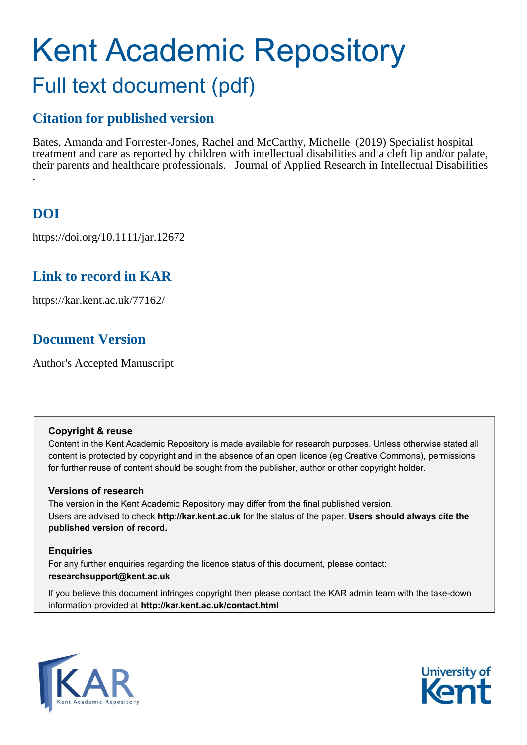# Kent Academic Repository

## Full text document (pdf)

## Citation for published version

Bates, Amanda and Forrester-Jones, Rachel and McCarthy, Michelle (2019) Specialist hospital treatment and care as reported by children with intellectual disabilities and a cleft lip and/or palate, their parents and healthcare professionals. Journal of Applied Research in Intellectual Disabilities .

## DOI

https://doi.org/10.1111/jar.12672

## Link to record in KAR

https://kar.kent.ac.uk/77162/

## Document Version

Author's Accepted Manuscript

**Copyright & reuse**

Content in the Kent Academic Repository is made available for research purposes. Unless otherwise stated all content is protected by copyright and in the absence of an open licence (eg Creative Commons), permissions for further reuse of content should be sought from the publisher, author or other copyright holder.

**Versions of research**

The version in the Kent Academic Repository may differ from the final published version. Users are advised to check **http://kar.kent.ac.uk** for the status of the paper. **Users should always cite the published version of record.**

**Enquiries**

For any further enquiries regarding the licence status of this document, please contact: **researchsupport@kent.ac.uk**

If you believe this document infringes copyright then please contact the KAR admin team with the take-down information provided at **http://kar.kent.ac.uk/contact.html**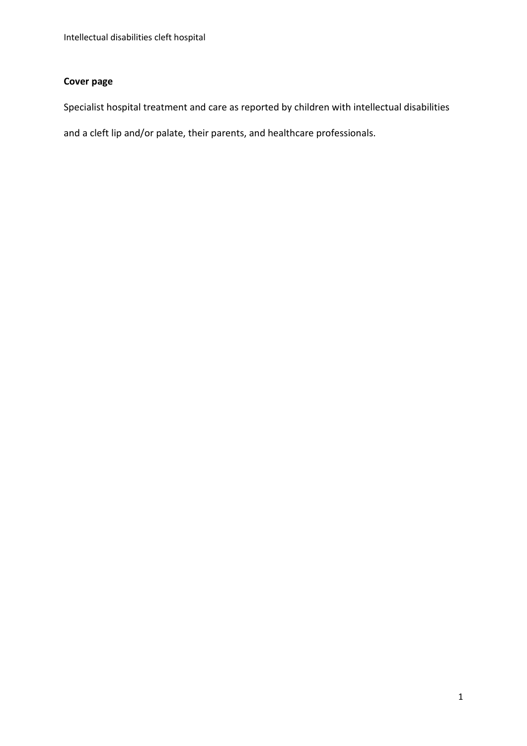**Cover page**

Specialist hospital treatment and care as reported by children with intellectual disabilities and a cleft lip and/or palate, their parents, and healthcare professionals.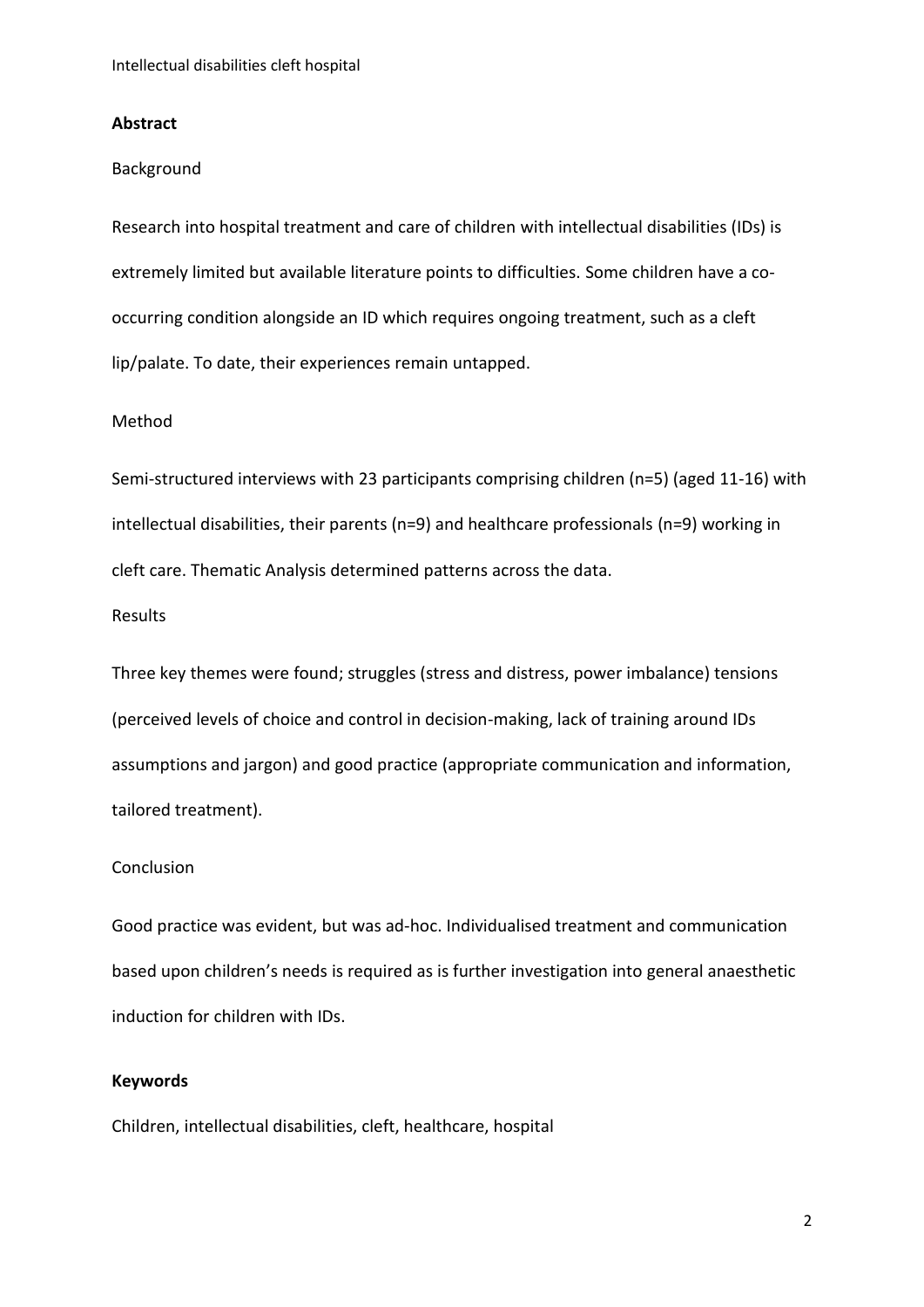## Abstract

Background

Research into hospital treatment and care of children with intellectual disabilities (IDs) is extremely limited but available literature points to difficulties. Some children have a co-occurring condition alongside an ID which requires ongoing treatment, such as a cleft lip/palate. To date, their experiences remain untapped.

Method

Semi-structured interviews with 23 participants comprising children (n=5) (aged 11-16) with intellectual disabilities, their parents (n=9) and healthcare professionals (n=9) working in cleft care. Thematic Analysis determined patterns across the data.

Results

Three key themes were found; struggles (stress and distress, power imbalance) tensions (perceived levels of choice and control in decision-making, lack of training around IDs assumptions and jargon) and good practice (appropriate communication and information, tailored treatment).

Conclusion

Good practice was evident, but was ad-hoc. Individualised treatment and communication based upon children's needs is required as is further investigation into general anaesthetic induction for children with IDs.

## Keywords

Children, intellectual disabilities, cleft, healthcare, hospital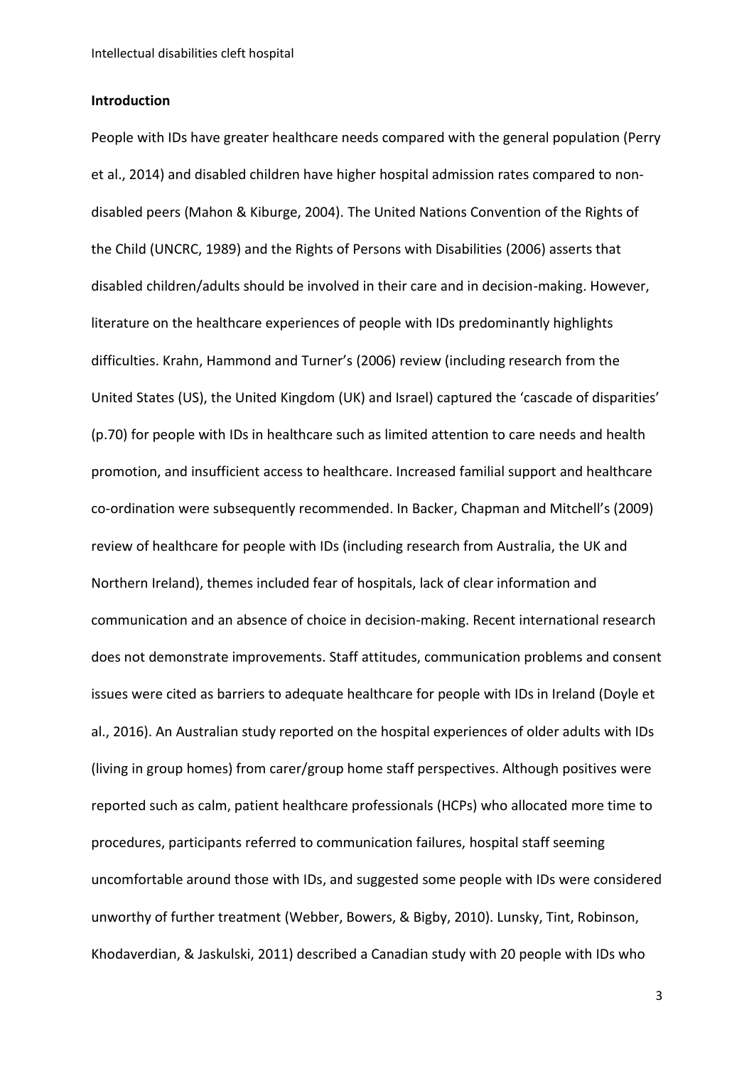## Introduction

People with IDs have greater healthcare needs compared with the general population (Perry et al., 2014) and disabled children have higher hospital admission rates compared to non-disabled peers (Mahon & Kiburge, 2004). The United Nations Convention of the Rights of the Child (UNCRC, 1989) and the Rights of Persons with Disabilities (2006) asserts that disabled children/adults should be involved in their care and in decision-making. However, literature on the healthcare experiences of people with IDs predominantly highlights difficulties. Krahn, Hammond and Turner's (2006) review (including research from the United States (US), the United Kingdom (UK) and Israel) captured the 'cascade of disparities' (p.70) for people with IDs in healthcare such as limited attention to care needs and health promotion, and insufficient access to healthcare. Increased familial support and healthcare co-ordination were subsequently recommended. In Backer, Chapman and Mitchell's (2009) review of healthcare for people with IDs (including research from Australia, the UK and Northern Ireland), themes included fear of hospitals, lack of clear information and communication and an absence of choice in decision-making. Recent international research does not demonstrate improvements. Staff attitudes, communication problems and consent issues were cited as barriers to adequate healthcare for people with IDs in Ireland (Doyle et al., 2016). An Australian study reported on the hospital experiences of older adults with IDs (living in group homes) from carer/group home staff perspectives. Although positives were reported such as calm, patient healthcare professionals (HCPs) who allocated more time to procedures, participants referred to communication failures, hospital staff seeming uncomfortable around those with IDs, and suggested some people with IDs were considered unworthy of further treatment (Webber, Bowers, & Bigby, 2010). Lunsky, Tint, Robinson, Khodaverdian, & Jaskulski, 2011) described a Canadian study with 20 people with IDs who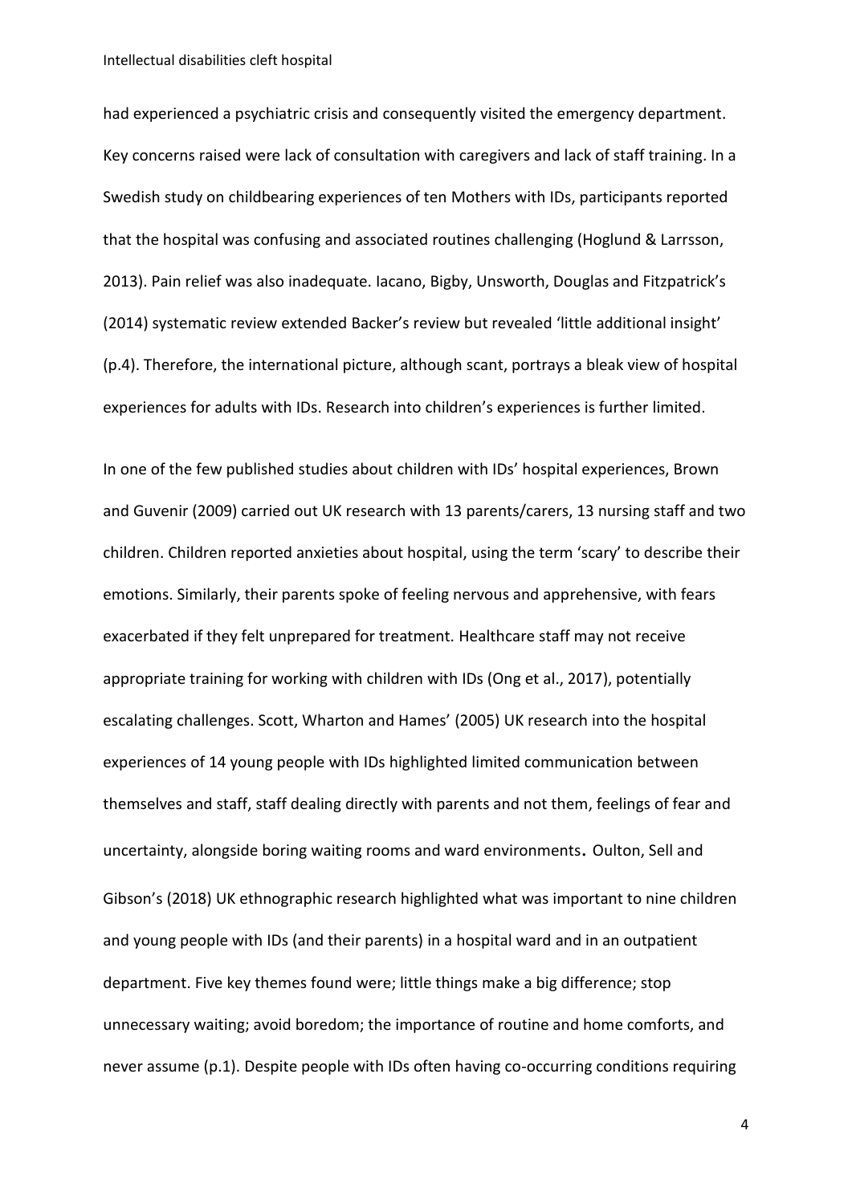had experienced a psychiatric crisis and consequently visited the emergency department. Key concerns raised were lack of consultation with caregivers and lack of staff training. In a Swedish study on childbearing experiences of ten Mothers with IDs, participants reported that the hospital was confusing and associated routines challenging (Hoglund & Larrsson, 2013). Pain relief was also inadequate. Iacano, Bigby, Unsworth, Douglas and Fitzpatrick's (2014) systematic review extended Backer's review but revealed 'little additional insight' (p.4). Therefore, the international picture, although scant, portrays a bleak view of hospital experiences for adults with IDs. Research into children's experiences is further limited.

In one of the few published studies about children with IDs' hospital experiences, Brown and Guvenir (2009) carried out UK research with 13 parents/carers, 13 nursing staff and two children. Children reported anxieties about hospital, using the term 'scary' to describe their emotions. Similarly, their parents spoke of feeling nervous and apprehensive, with fears exacerbated if they felt unprepared for treatment. Healthcare staff may not receive appropriate training for working with children with IDs (Ong et al., 2017), potentially escalating challenges. Scott, Wharton and Hames' (2005) UK research into the hospital experiences of 14 young people with IDs highlighted limited communication between themselves and staff, staff dealing directly with parents and not them, feelings of fear and uncertainty, alongside boring waiting rooms and ward environments. Oulton, Sell and Gibson's (2018) UK ethnographic research highlighted what was important to nine children and young people with IDs (and their parents) in a hospital ward and in an outpatient department. Five key themes found were; little things make a big difference; stop unnecessary waiting; avoid boredom; the importance of routine and home comforts, and never assume (p.1). Despite people with IDs often having co-occurring conditions requiring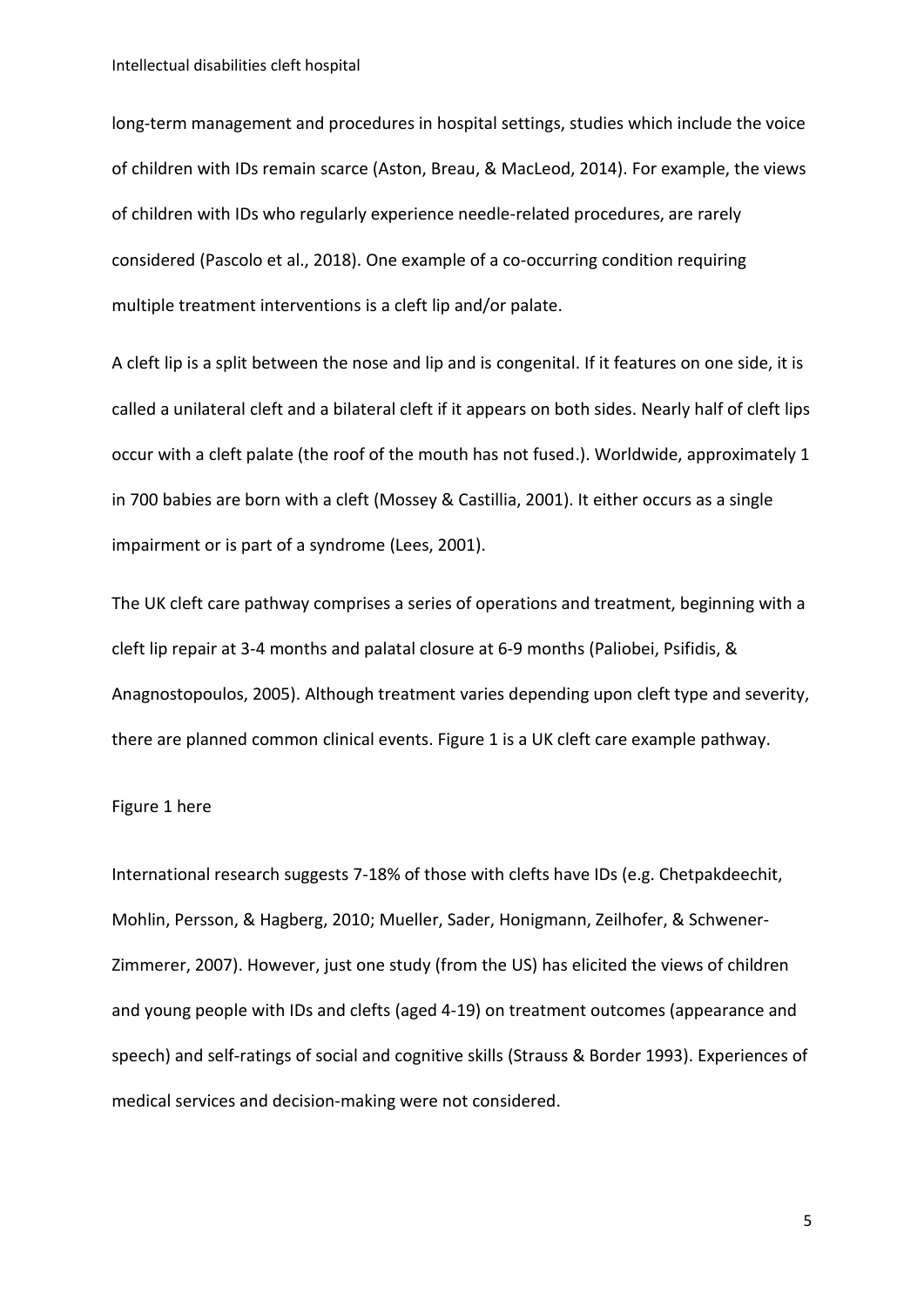long-term management and procedures in hospital settings, studies which include the voice of children with IDs remain scarce (Aston, Breau, & MacLeod, 2014). For example, the views of children with IDs who regularly experience needle-related procedures, are rarely considered (Pascolo et al., 2018). One example of a co-occurring condition requiring multiple treatment interventions is a cleft lip and/or palate.

A cleft lip is a split between the nose and lip and is congenital. If it features on one side, it is called a unilateral cleft and a bilateral cleft if it appears on both sides. Nearly half of cleft lips occur with a cleft palate (the roof of the mouth has not fused.). Worldwide, approximately 1 in 700 babies are born with a cleft (Mossey & Castillia, 2001). It either occurs as a single impairment or is part of a syndrome (Lees, 2001).

The UK cleft care pathway comprises a series of operations and treatment, beginning with a cleft lip repair at 3-4 months and palatal closure at 6-9 months (Paliobei, Psifidis, & Anagnostopoulos, 2005). Although treatment varies depending upon cleft type and severity, there are planned common clinical events. Figure 1 is a UK cleft care example pathway.

Figure 1 here

International research suggests 7-18% of those with clefts have IDs (e.g. Chetpakdeechit, Mohlin, Persson, & Hagberg, 2010; Mueller, Sader, Honigmann, Zeilhofer, & Schwener-Zimmerer, 2007). However, just one study (from the US) has elicited the views of children and young people with IDs and clefts (aged 4-19) on treatment outcomes (appearance and speech) and self-ratings of social and cognitive skills (Strauss & Border 1993). Experiences of medical services and decision-making were not considered.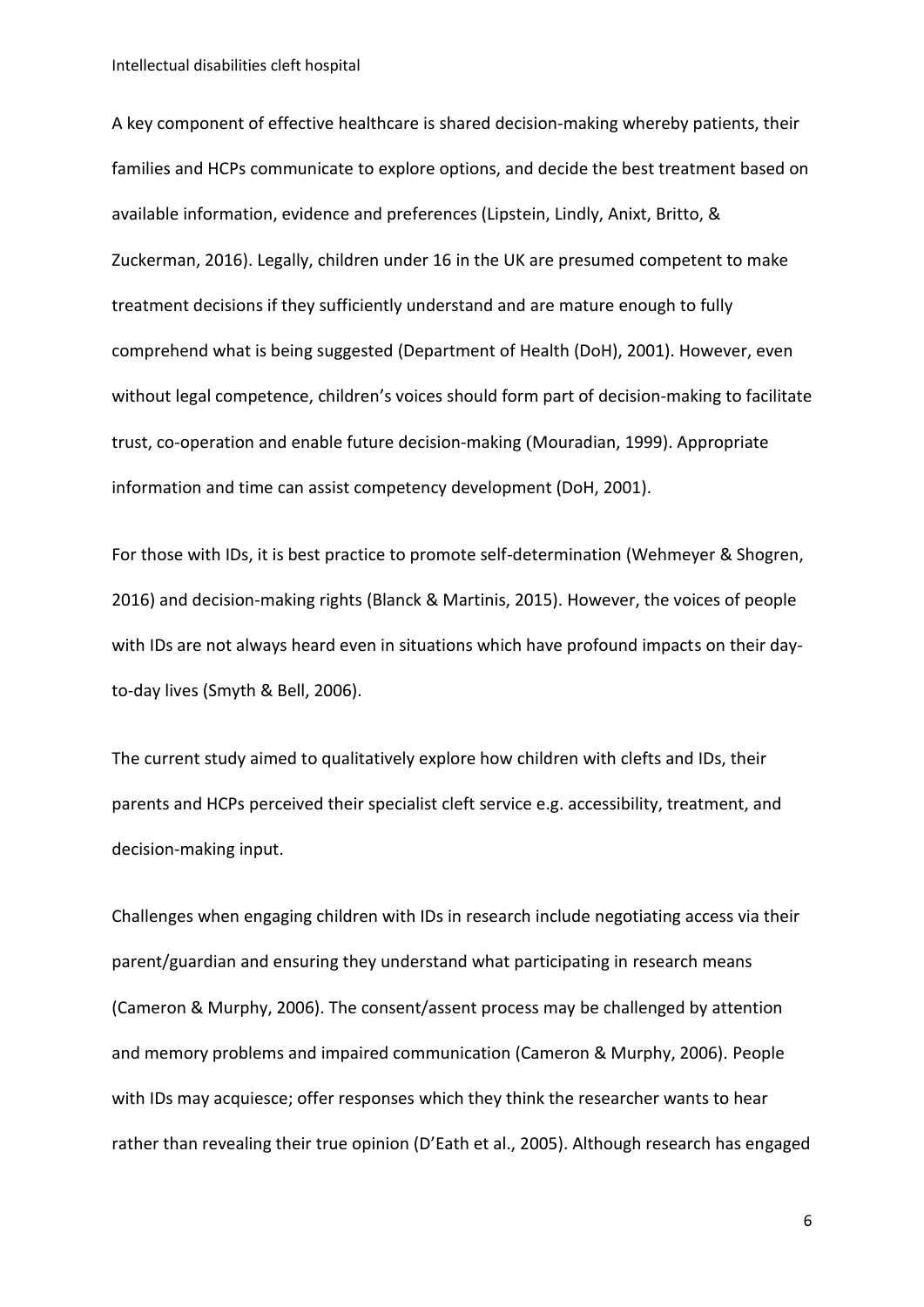A key component of effective healthcare is shared decision-making whereby patients, their families and HCPs communicate to explore options, and decide the best treatment based on available information, evidence and preferences (Lipstein, Lindly, Anixt, Britto, & Zuckerman, 2016). Legally, children under 16 in the UK are presumed competent to make treatment decisions if they sufficiently understand and are mature enough to fully comprehend what is being suggested (Department of Health (DoH), 2001). However, even without legal competence, children's voices should form part of decision-making to facilitate trust, co-operation and enable future decision-making (Mouradian, 1999). Appropriate information and time can assist competency development (DoH, 2001).

For those with IDs, it is best practice to promote self-determination (Wehmeyer & Shogren, 2016) and decision-making rights (Blanck & Martinis, 2015). However, the voices of people with IDs are not always heard even in situations which have profound impacts on their day-to-day lives (Smyth & Bell, 2006).

The current study aimed to qualitatively explore how children with clefts and IDs, their parents and HCPs perceived their specialist cleft service e.g. accessibility, treatment, and decision-making input.

Challenges when engaging children with IDs in research include negotiating access via their parent/guardian and ensuring they understand what participating in research means (Cameron & Murphy, 2006). The consent/assent process may be challenged by attention and memory problems and impaired communication (Cameron & Murphy, 2006). People with IDs may acquiesce; offer responses which they think the researcher wants to hear rather than revealing their true opinion (D'Eath et al., 2005). Although research has engaged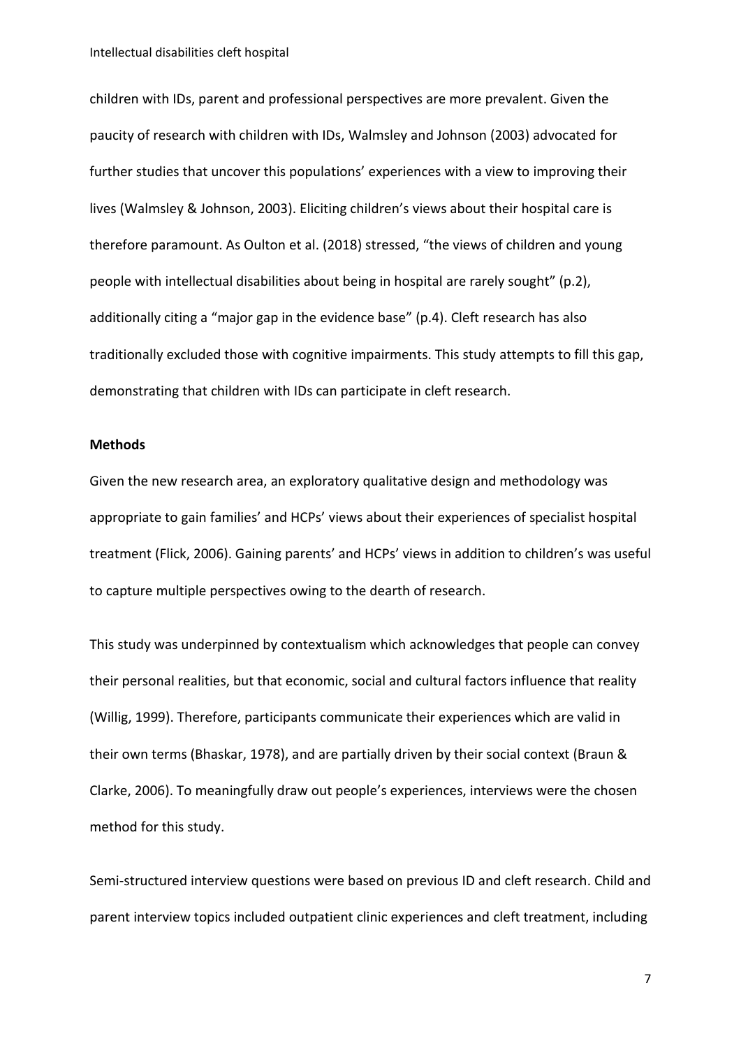children with IDs, parent and professional perspectives are more prevalent. Given the paucity of research with children with IDs, Walmsley and Johnson (2003) advocated for further studies that uncover this populations' experiences with a view to improving their lives (Walmsley & Johnson, 2003). Eliciting children's views about their hospital care is therefore paramount. As Oulton et al. (2018) stressed, "the views of children and young people with intellectual disabilities about being in hospital are rarely sought" (p.2), additionally citing a "major gap in the evidence base" (p.4). Cleft research has also traditionally excluded those with cognitive impairments. This study attempts to fill this gap, demonstrating that children with IDs can participate in cleft research.

**Methods**

Given the new research area, an exploratory qualitative design and methodology was appropriate to gain families' and HCPs' views about their experiences of specialist hospital treatment (Flick, 2006). Gaining parents' and HCPs' views in addition to children's was useful to capture multiple perspectives owing to the dearth of research.

This study was underpinned by contextualism which acknowledges that people can convey their personal realities, but that economic, social and cultural factors influence that reality (Willig, 1999). Therefore, participants communicate their experiences which are valid in their own terms (Bhaskar, 1978), and are partially driven by their social context (Braun & Clarke, 2006). To meaningfully draw out people's experiences, interviews were the chosen method for this study.

Semi-structured interview questions were based on previous ID and cleft research. Child and parent interview topics included outpatient clinic experiences and cleft treatment, including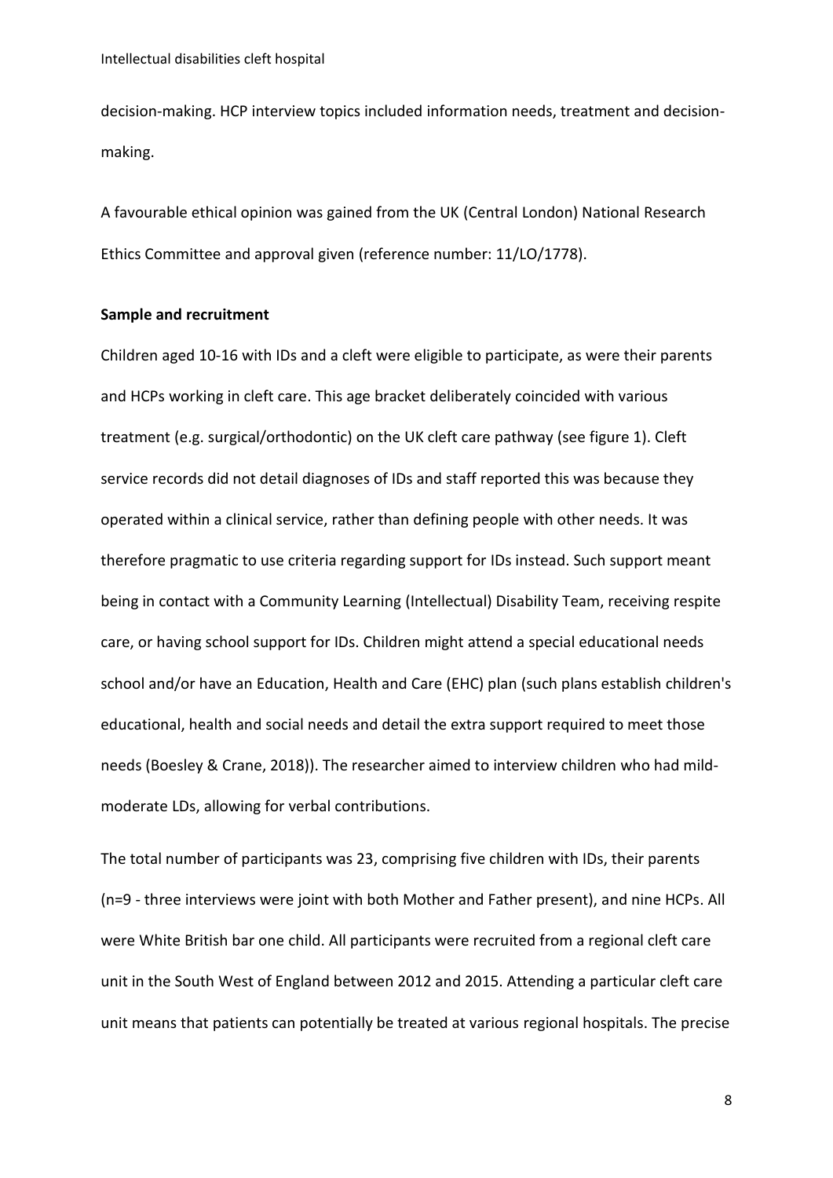decision-making. HCP interview topics included information needs, treatment and decision-making.

A favourable ethical opinion was gained from the UK (Central London) National Research Ethics Committee and approval given (reference number: 11/LO/1778).

**Sample and recruitment**

Children aged 10-16 with IDs and a cleft were eligible to participate, as were their parents and HCPs working in cleft care. This age bracket deliberately coincided with various treatment (e.g. surgical/orthodontic) on the UK cleft care pathway (see figure 1). Cleft service records did not detail diagnoses of IDs and staff reported this was because they operated within a clinical service, rather than defining people with other needs. It was therefore pragmatic to use criteria regarding support for IDs instead. Such support meant being in contact with a Community Learning (Intellectual) Disability Team, receiving respite care, or having school support for IDs. Children might attend a special educational needs school and/or have an Education, Health and Care (EHC) plan (such plans establish children's educational, health and social needs and detail the extra support required to meet those needs (Boesley & Crane, 2018)). The researcher aimed to interview children who had mild-moderate LDs, allowing for verbal contributions.

The total number of participants was 23, comprising five children with IDs, their parents (n=9 - three interviews were joint with both Mother and Father present), and nine HCPs. All were White British bar one child. All participants were recruited from a regional cleft care unit in the South West of England between 2012 and 2015. Attending a particular cleft care unit means that patients can potentially be treated at various regional hospitals. The precise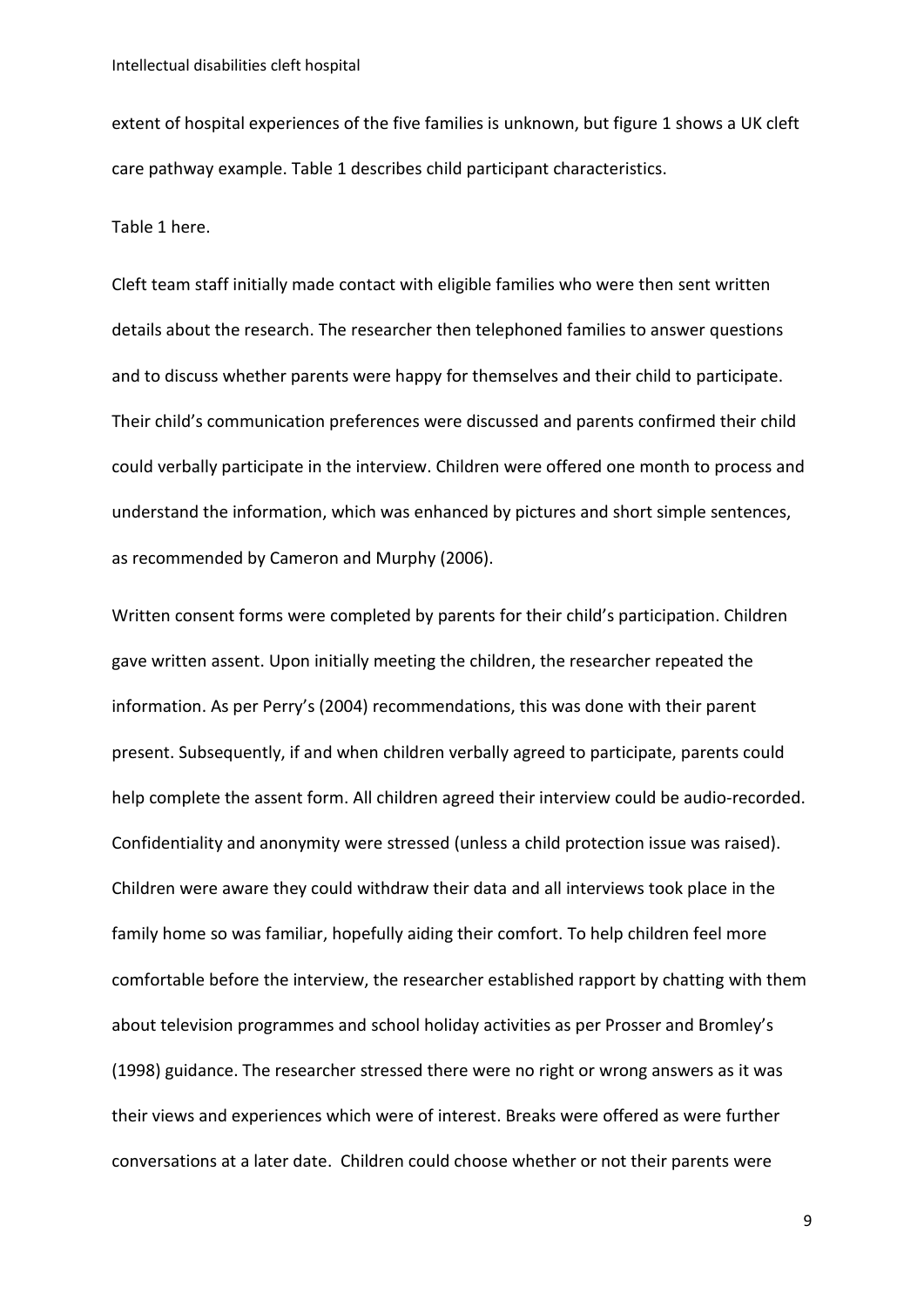extent of hospital experiences of the five families is unknown, but figure 1 shows a UK cleft care pathway example. Table 1 describes child participant characteristics.

Table 1 here.

Cleft team staff initially made contact with eligible families who were then sent written details about the research. The researcher then telephoned families to answer questions and to discuss whether parents were happy for themselves and their child to participate. Their child's communication preferences were discussed and parents confirmed their child could verbally participate in the interview. Children were offered one month to process and understand the information, which was enhanced by pictures and short simple sentences, as recommended by Cameron and Murphy (2006).

Written consent forms were completed by parents for their child's participation. Children gave written assent. Upon initially meeting the children, the researcher repeated the information. As per Perry's (2004) recommendations, this was done with their parent present. Subsequently, if and when children verbally agreed to participate, parents could help complete the assent form. All children agreed their interview could be audio-recorded. Confidentiality and anonymity were stressed (unless a child protection issue was raised). Children were aware they could withdraw their data and all interviews took place in the family home so was familiar, hopefully aiding their comfort. To help children feel more comfortable before the interview, the researcher established rapport by chatting with them about television programmes and school holiday activities as per Prosser and Bromley's (1998) guidance. The researcher stressed there were no right or wrong answers as it was their views and experiences which were of interest. Breaks were offered as were further conversations at a later date. Children could choose whether or not their parents were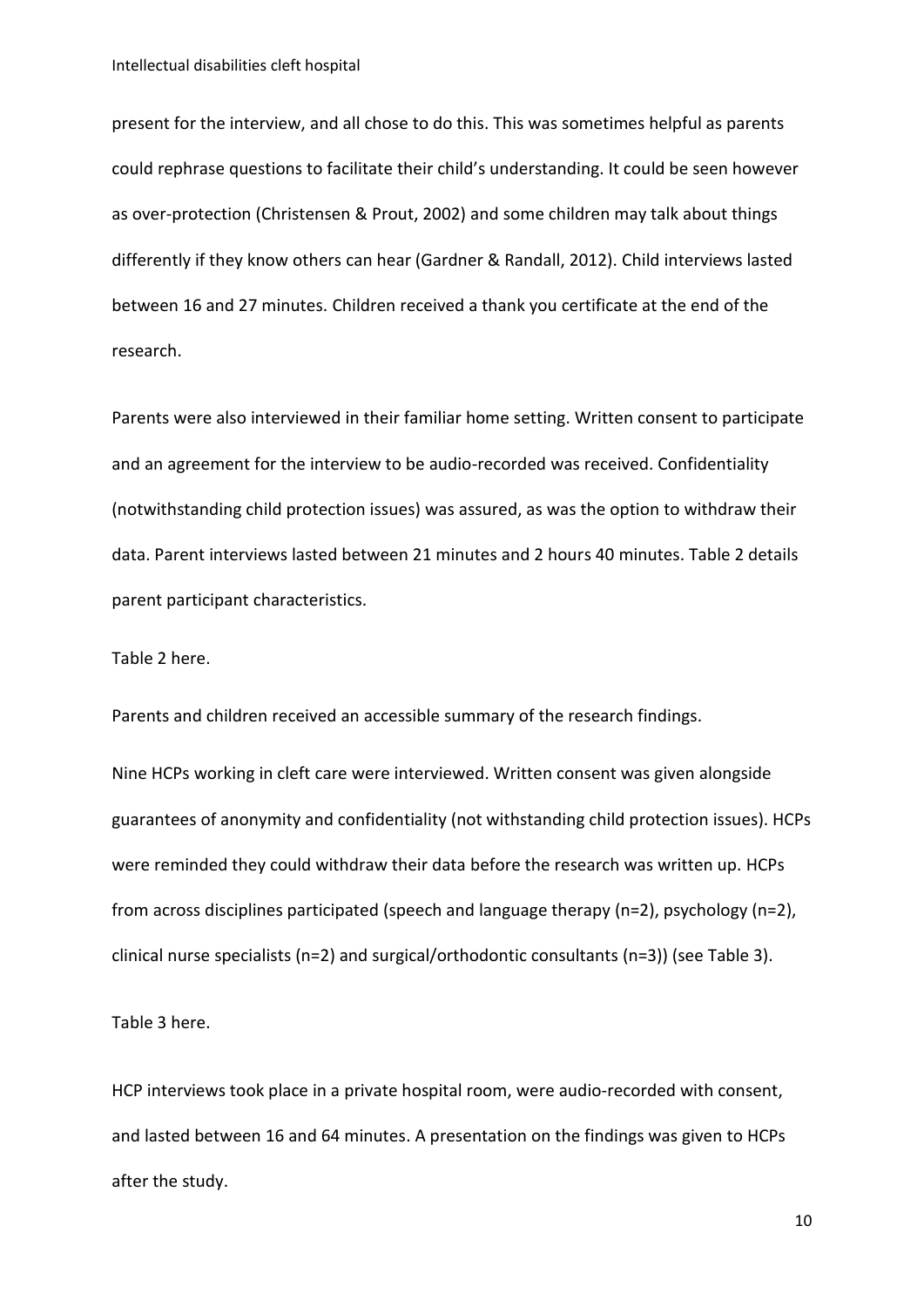present for the interview, and all chose to do this. This was sometimes helpful as parents could rephrase questions to facilitate their child's understanding. It could be seen however as over-protection (Christensen & Prout, 2002) and some children may talk about things differently if they know others can hear (Gardner & Randall, 2012). Child interviews lasted between 16 and 27 minutes. Children received a thank you certificate at the end of the research.

Parents were also interviewed in their familiar home setting. Written consent to participate and an agreement for the interview to be audio-recorded was received. Confidentiality (notwithstanding child protection issues) was assured, as was the option to withdraw their data. Parent interviews lasted between 21 minutes and 2 hours 40 minutes. Table 2 details parent participant characteristics.

Table 2 here.

Parents and children received an accessible summary of the research findings.

Nine HCPs working in cleft care were interviewed. Written consent was given alongside guarantees of anonymity and confidentiality (not withstanding child protection issues). HCPs were reminded they could withdraw their data before the research was written up. HCPs from across disciplines participated (speech and language therapy (n=2), psychology (n=2), clinical nurse specialists (n=2) and surgical/orthodontic consultants (n=3)) (see Table 3).

Table 3 here.

HCP interviews took place in a private hospital room, were audio-recorded with consent, and lasted between 16 and 64 minutes. A presentation on the findings was given to HCPs after the study.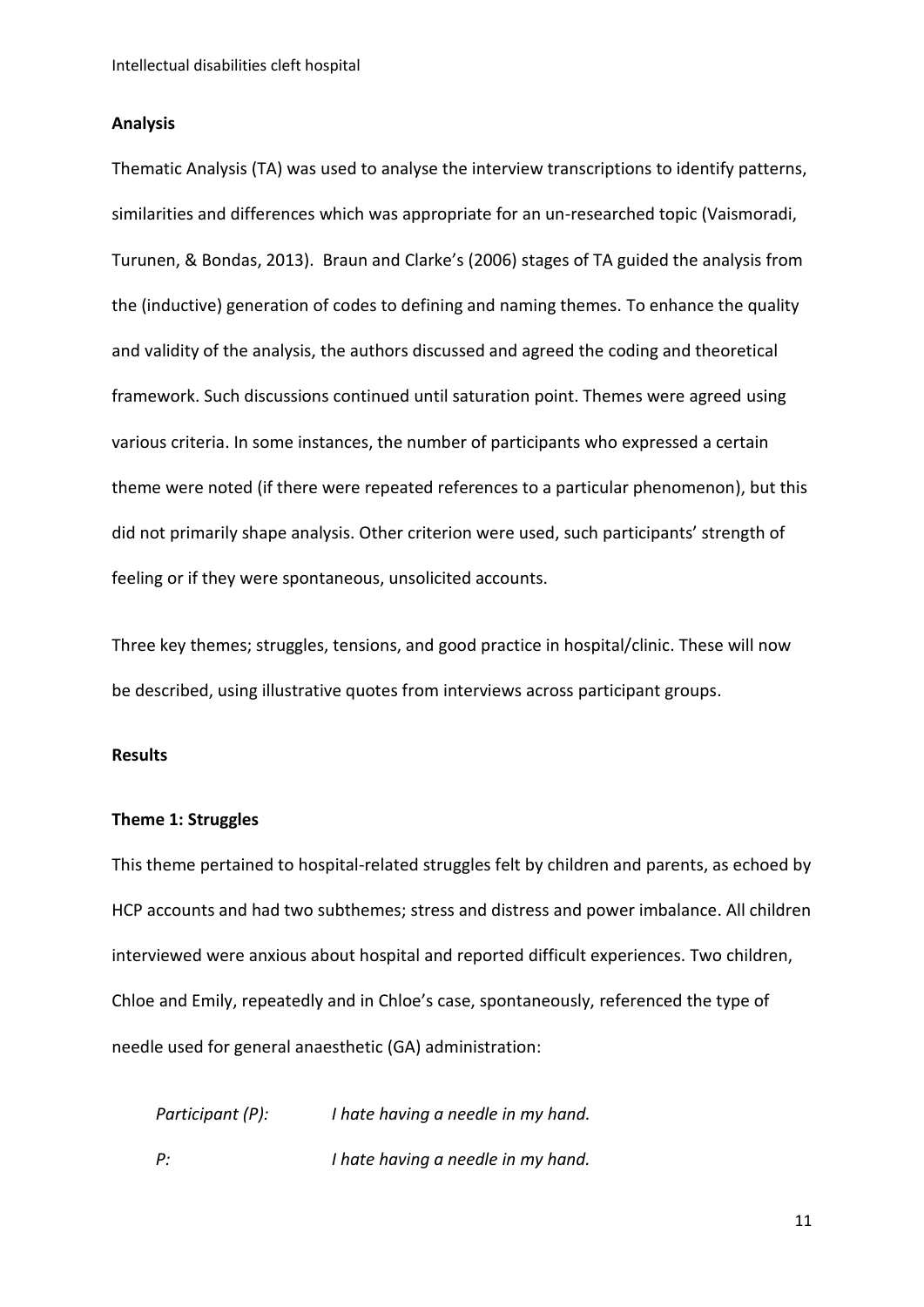## Analysis

Thematic Analysis (TA) was used to analyse the interview transcriptions to identify patterns, similarities and differences which was appropriate for an un-researched topic (Vaismoradi, Turunen, & Bondas, 2013). Braun and Clarke's (2006) stages of TA guided the analysis from the (inductive) generation of codes to defining and naming themes. To enhance the quality and validity of the analysis, the authors discussed and agreed the coding and theoretical framework. Such discussions continued until saturation point. Themes were agreed using various criteria. In some instances, the number of participants who expressed a certain theme were noted (if there were repeated references to a particular phenomenon), but this did not primarily shape analysis. Other criterion were used, such participants' strength of feeling or if they were spontaneous, unsolicited accounts.

Three key themes; struggles, tensions, and good practice in hospital/clinic. These will now be described, using illustrative quotes from interviews across participant groups.

## Results

### Theme 1: Struggles

This theme pertained to hospital-related struggles felt by children and parents, as echoed by HCP accounts and had two subthemes; stress and distress and power imbalance. All children interviewed were anxious about hospital and reported difficult experiences. Two children, Chloe and Emily, repeatedly and in Chloe's case, spontaneously, referenced the type of needle used for general anaesthetic (GA) administration:

*Participant (P):* *I hate having a needle in my hand.*

*P:* *I hate having a needle in my hand.*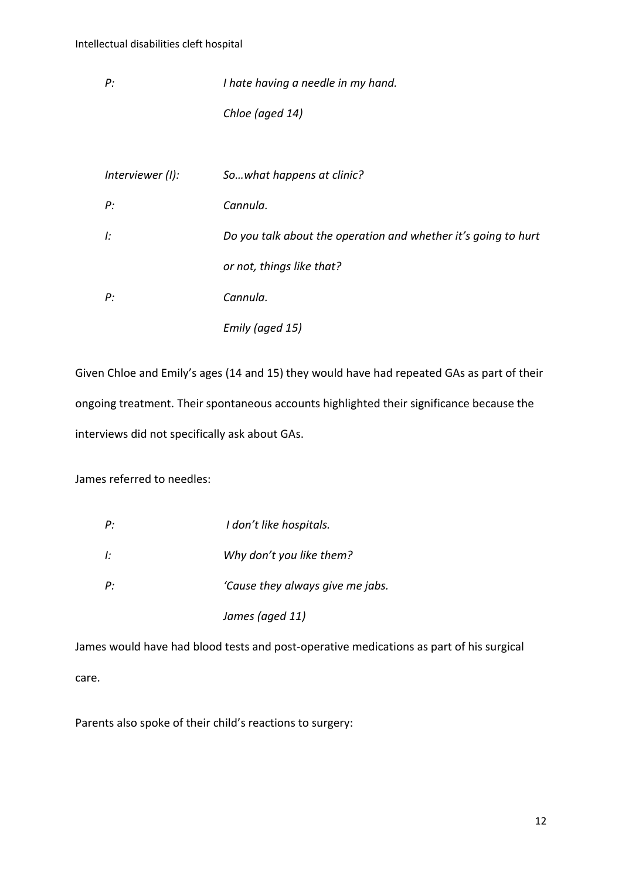*P:* *I hate having a needle in my hand.*

*Chloe (aged 14)*

*Interviewer (I):* *So…what happens at clinic?*

*P:* *Cannula.*

*I:* *Do you talk about the operation and whether it's going to hurt or not, things like that?*

*P:* *Cannula.*

*Emily (aged 15)*

Given Chloe and Emily's ages (14 and 15) they would have had repeated GAs as part of their ongoing treatment. Their spontaneous accounts highlighted their significance because the interviews did not specifically ask about GAs.

James referred to needles:

*P:* *I don't like hospitals.*

*I:* *Why don't you like them?*

*P:* *'Cause they always give me jabs.*

*James (aged 11)*

James would have had blood tests and post-operative medications as part of his surgical care.

Parents also spoke of their child's reactions to surgery: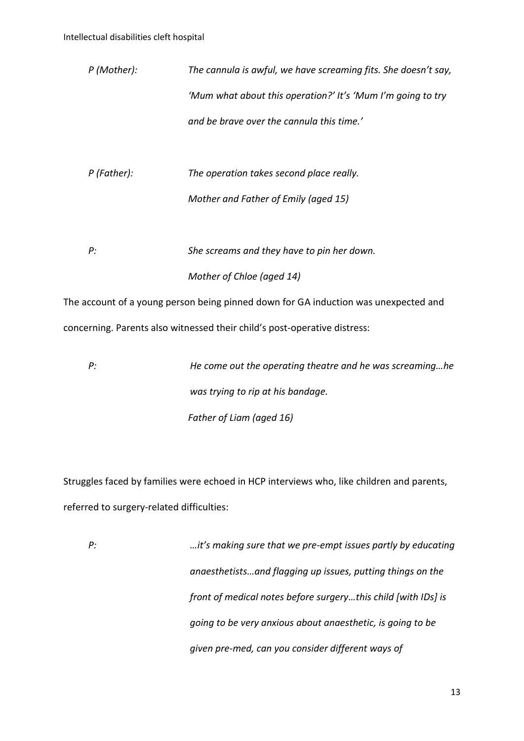*P (Mother):* *The cannula is awful, we have screaming fits. She doesn't say, 'Mum what about this operation?' It's 'Mum I'm going to try and be brave over the cannula this time.'*

*P (Father):* *The operation takes second place really.*

*Mother and Father of Emily (aged 15)*

*P:* *She screams and they have to pin her down.*

*Mother of Chloe (aged 14)*

The account of a young person being pinned down for GA induction was unexpected and concerning. Parents also witnessed their child's post-operative distress:

*P:* *He come out the operating theatre and he was screaming…he was trying to rip at his bandage.*

*Father of Liam (aged 16)*

Struggles faced by families were echoed in HCP interviews who, like children and parents, referred to surgery-related difficulties:

*P:* *…it's making sure that we pre-empt issues partly by educating anaesthetists…and flagging up issues, putting things on the front of medical notes before surgery…this child [with IDs] is going to be very anxious about anaesthetic, is going to be given pre-med, can you consider different ways of*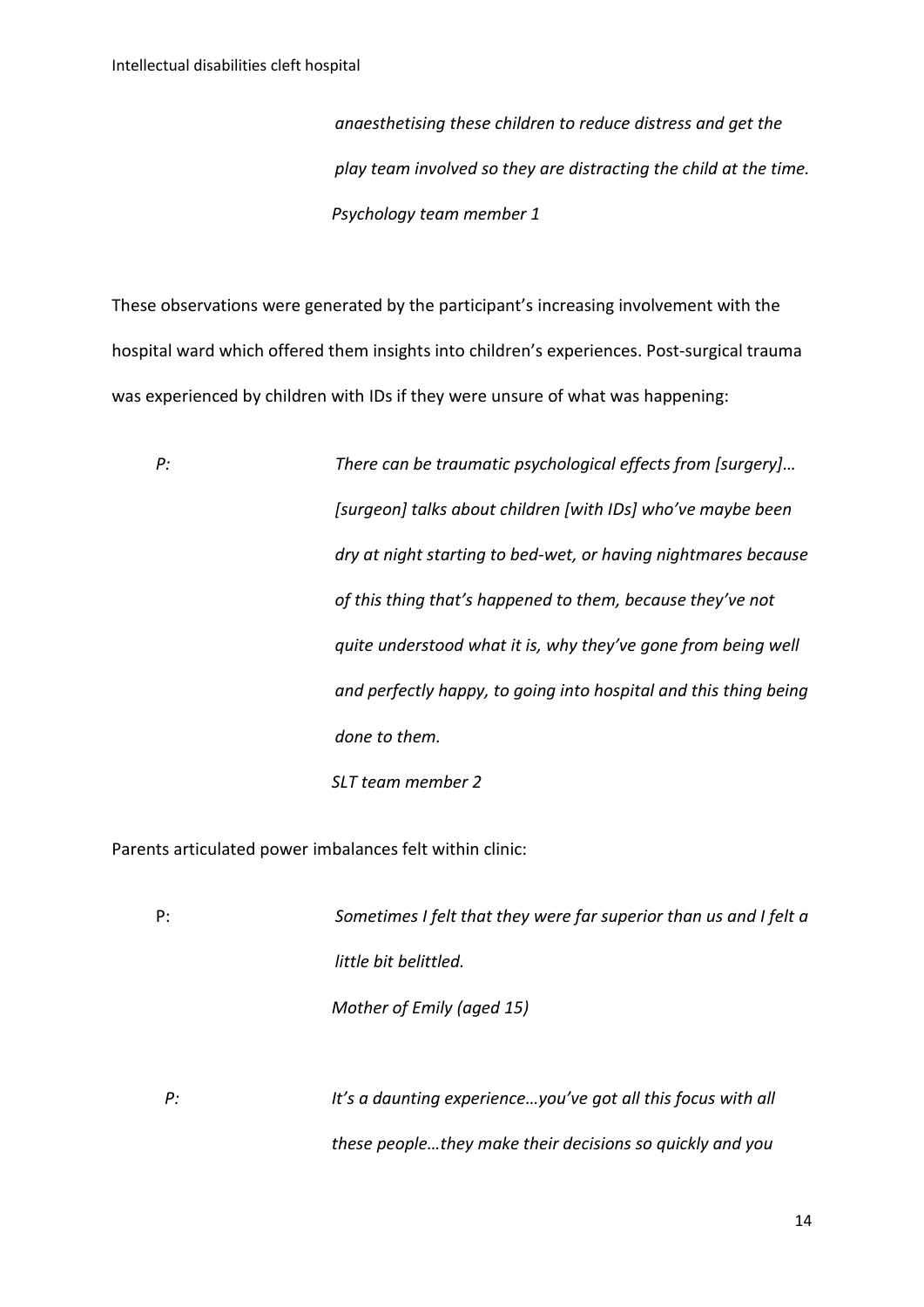> *anaesthetising these children to reduce distress and get the play team involved so they are distracting the child at the time.*
> *Psychology team member 1*

These observations were generated by the participant's increasing involvement with the hospital ward which offered them insights into children's experiences. Post-surgical trauma was experienced by children with IDs if they were unsure of what was happening:

> *P:* *There can be traumatic psychological effects from [surgery]… [surgeon] talks about children [with IDs] who've maybe been dry at night starting to bed-wet, or having nightmares because of this thing that's happened to them, because they've not quite understood what it is, why they've gone from being well and perfectly happy, to going into hospital and this thing being done to them.*
> *SLT team member 2*

Parents articulated power imbalances felt within clinic:

> P: *Sometimes I felt that they were far superior than us and I felt a little bit belittled.*
> *Mother of Emily (aged 15)*

> *P:* *It's a daunting experience…you've got all this focus with all these people…they make their decisions so quickly and you*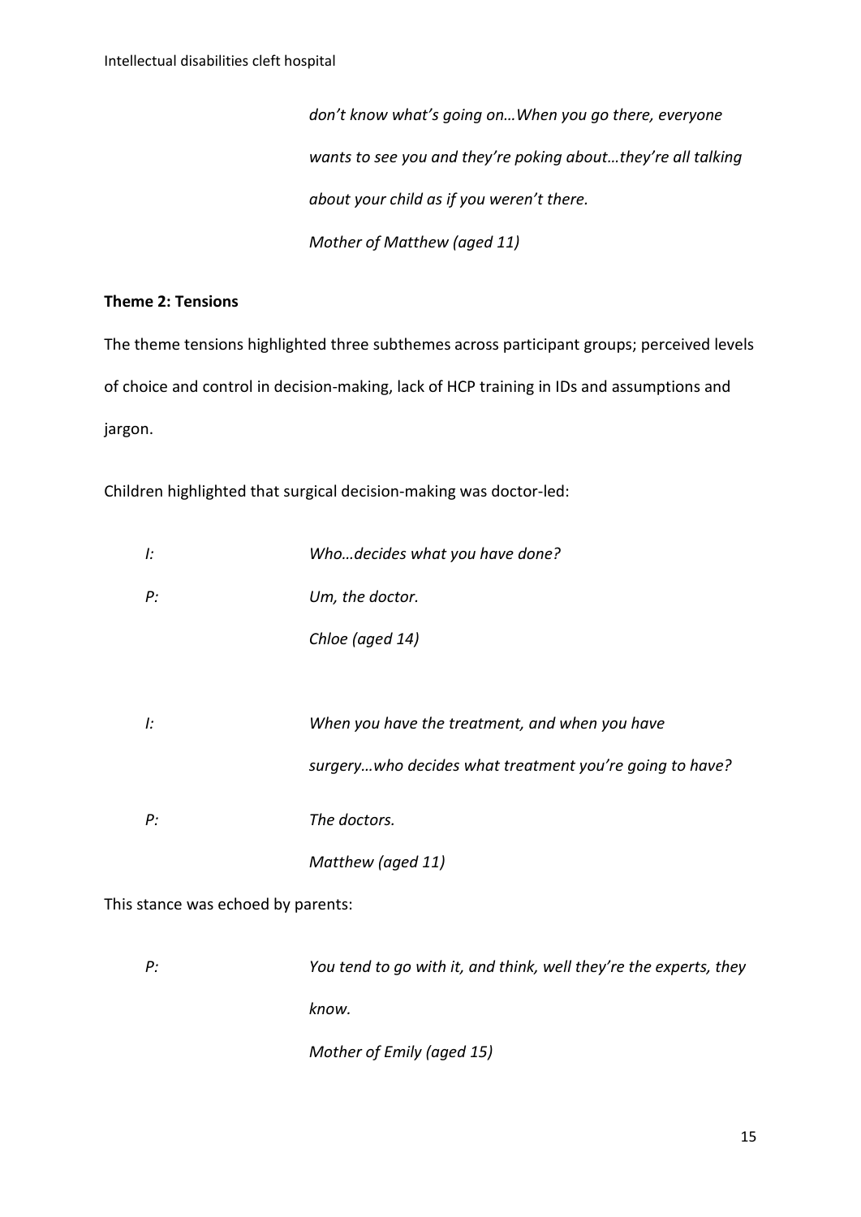*don't know what's going on…When you go there, everyone wants to see you and they're poking about…they're all talking about your child as if you weren't there.*

*Mother of Matthew (aged 11)*

**Theme 2: Tensions**

The theme tensions highlighted three subthemes across participant groups; perceived levels of choice and control in decision-making, lack of HCP training in IDs and assumptions and jargon.

Children highlighted that surgical decision-making was doctor-led:

*I:* *Who…decides what you have done?*

*P:* *Um, the doctor.*

*Chloe (aged 14)*

*I:* *When you have the treatment, and when you have surgery…who decides what treatment you're going to have?*

*P:* *The doctors.*

*Matthew (aged 11)*

This stance was echoed by parents:

*P:* *You tend to go with it, and think, well they're the experts, they know.*

*Mother of Emily (aged 15)*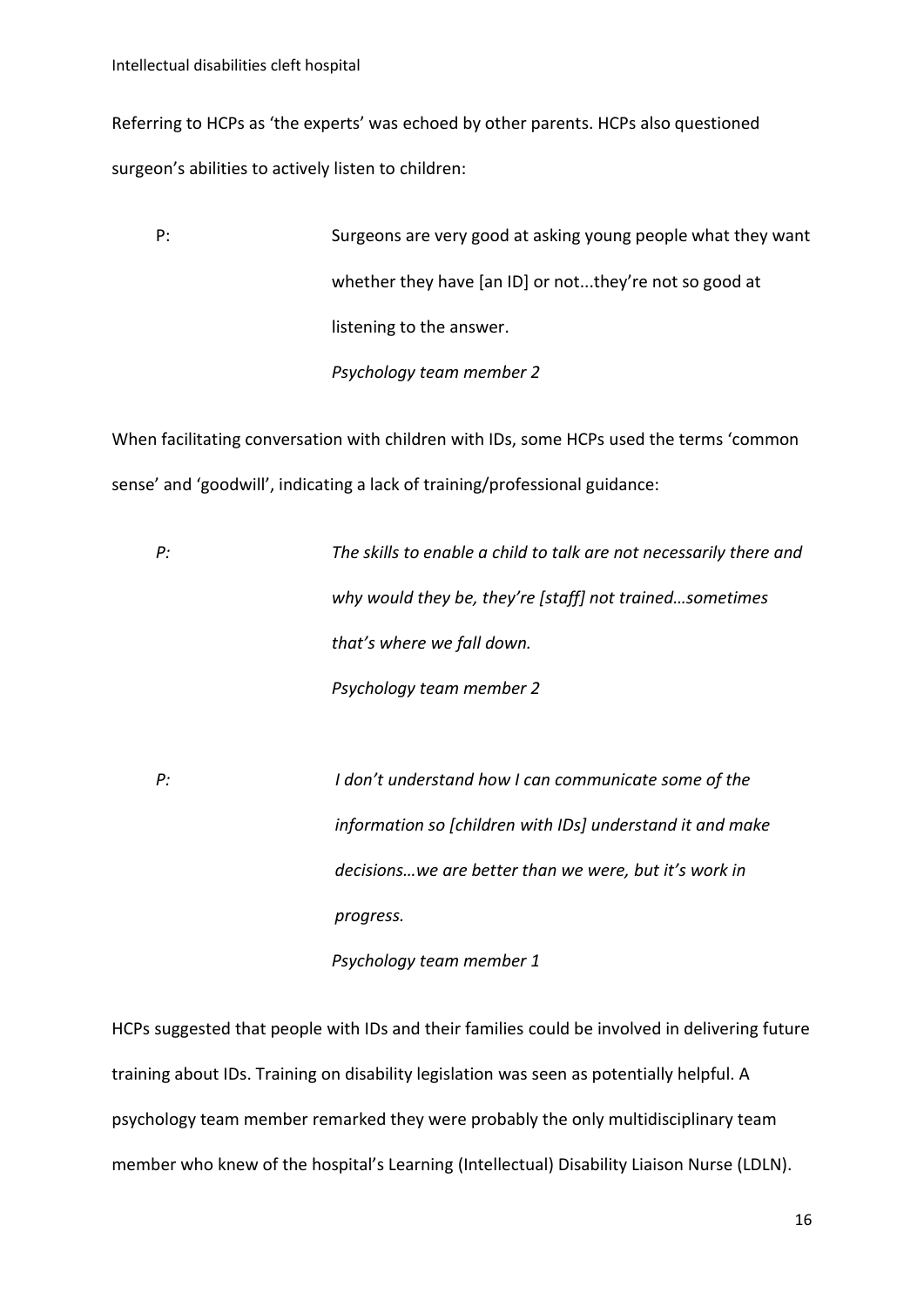Referring to HCPs as 'the experts' was echoed by other parents. HCPs also questioned surgeon's abilities to actively listen to children:

> P: Surgeons are very good at asking young people what they want whether they have [an ID] or not...they're not so good at listening to the answer.
>
> *Psychology team member 2*

When facilitating conversation with children with IDs, some HCPs used the terms 'common sense' and 'goodwill', indicating a lack of training/professional guidance:

> *P: The skills to enable a child to talk are not necessarily there and why would they be, they're [staff] not trained…sometimes that's where we fall down.*
>
> *Psychology team member 2*

> *P: I don't understand how I can communicate some of the information so [children with IDs] understand it and make decisions…we are better than we were, but it's work in progress.*
>
> *Psychology team member 1*

HCPs suggested that people with IDs and their families could be involved in delivering future training about IDs. Training on disability legislation was seen as potentially helpful. A psychology team member remarked they were probably the only multidisciplinary team member who knew of the hospital's Learning (Intellectual) Disability Liaison Nurse (LDLN).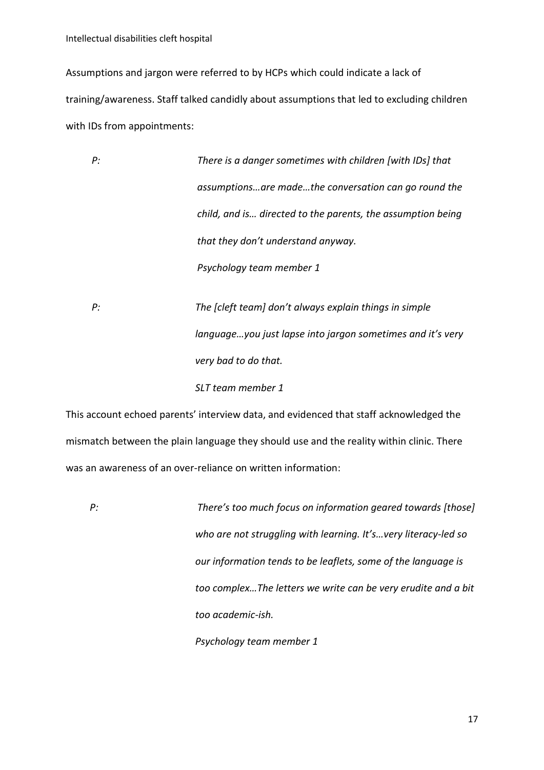Assumptions and jargon were referred to by HCPs which could indicate a lack of training/awareness. Staff talked candidly about assumptions that led to excluding children with IDs from appointments:

> P: *There is a danger sometimes with children [with IDs] that assumptions…are made…the conversation can go round the child, and is… directed to the parents, the assumption being that they don't understand anyway.*
>
> *Psychology team member 1*

> P: *The [cleft team] don't always explain things in simple language…you just lapse into jargon sometimes and it's very very bad to do that.*
>
> *SLT team member 1*

This account echoed parents' interview data, and evidenced that staff acknowledged the mismatch between the plain language they should use and the reality within clinic. There was an awareness of an over-reliance on written information:

> P: *There's too much focus on information geared towards [those] who are not struggling with learning. It's…very literacy-led so our information tends to be leaflets, some of the language is too complex…The letters we write can be very erudite and a bit too academic-ish.*
>
> *Psychology team member 1*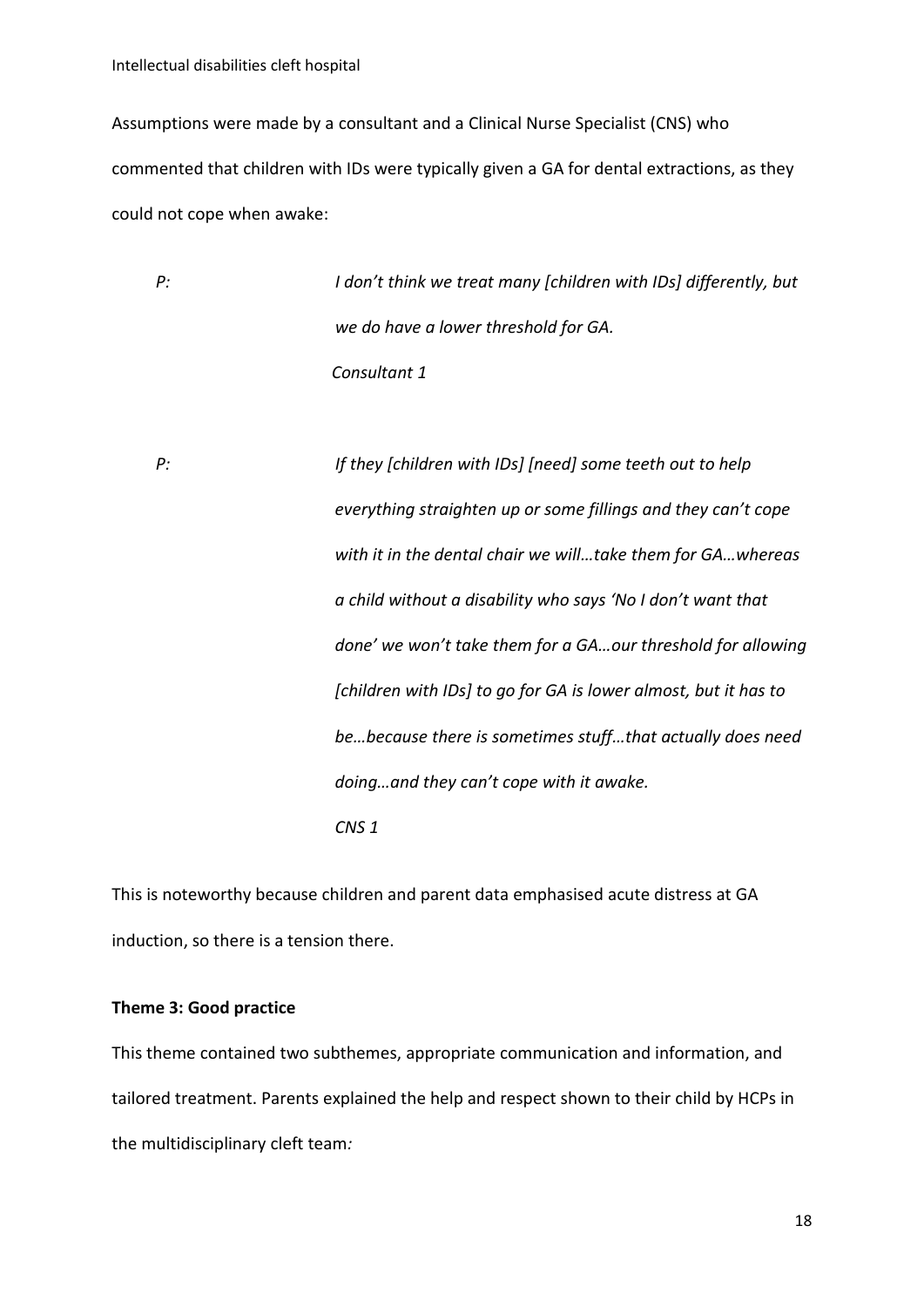Assumptions were made by a consultant and a Clinical Nurse Specialist (CNS) who commented that children with IDs were typically given a GA for dental extractions, as they could not cope when awake:

*P:* *I don't think we treat many [children with IDs] differently, but we do have a lower threshold for GA.*

*Consultant 1*

*P:* *If they [children with IDs] [need] some teeth out to help everything straighten up or some fillings and they can't cope with it in the dental chair we will…take them for GA…whereas a child without a disability who says 'No I don't want that done' we won't take them for a GA…our threshold for allowing [children with IDs] to go for GA is lower almost, but it has to be…because there is sometimes stuff…that actually does need doing…and they can't cope with it awake.*

*CNS 1*

This is noteworthy because children and parent data emphasised acute distress at GA induction, so there is a tension there.

**Theme 3: Good practice**

This theme contained two subthemes, appropriate communication and information, and tailored treatment. Parents explained the help and respect shown to their child by HCPs in the multidisciplinary cleft team*:*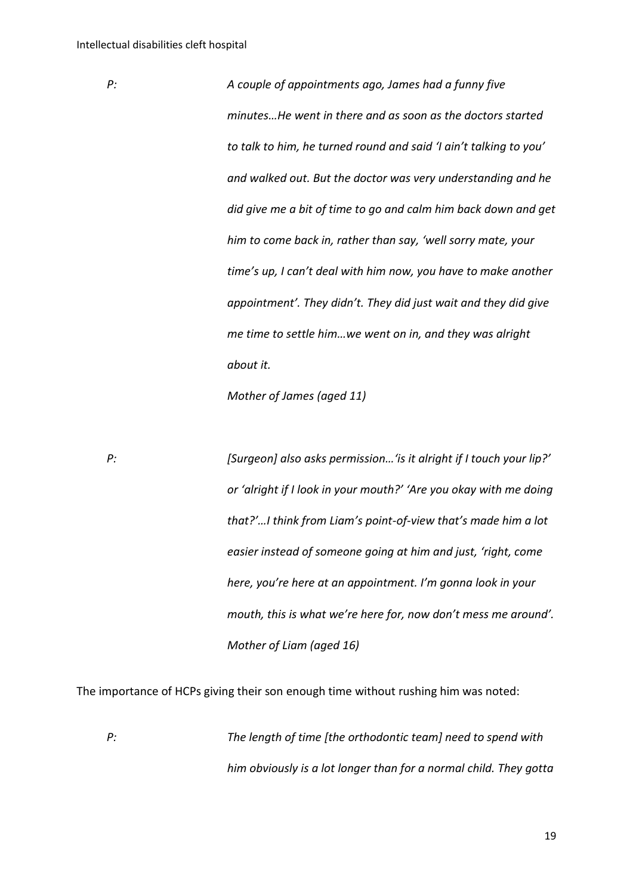*P:* *A couple of appointments ago, James had a funny five minutes…He went in there and as soon as the doctors started to talk to him, he turned round and said 'I ain't talking to you' and walked out. But the doctor was very understanding and he did give me a bit of time to go and calm him back down and get him to come back in, rather than say, 'well sorry mate, your time's up, I can't deal with him now, you have to make another appointment'. They didn't. They did just wait and they did give me time to settle him…we went on in, and they was alright about it.*

*Mother of James (aged 11)*

*P:* *[Surgeon] also asks permission…'is it alright if I touch your lip?' or 'alright if I look in your mouth?' 'Are you okay with me doing that?'…I think from Liam's point-of-view that's made him a lot easier instead of someone going at him and just, 'right, come here, you're here at an appointment. I'm gonna look in your mouth, this is what we're here for, now don't mess me around'.*

*Mother of Liam (aged 16)*

The importance of HCPs giving their son enough time without rushing him was noted:

*P:* *The length of time [the orthodontic team] need to spend with him obviously is a lot longer than for a normal child. They gotta*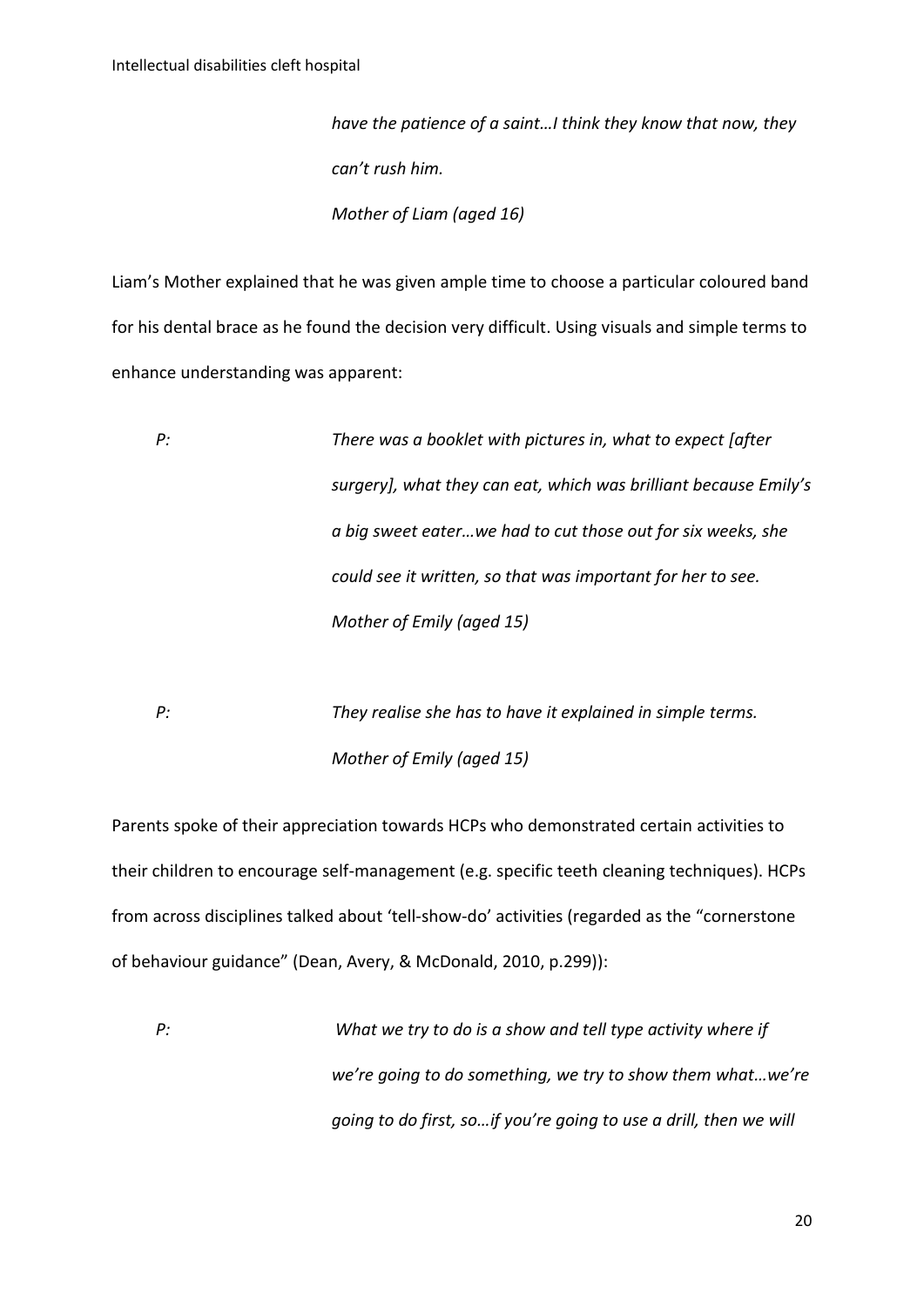*have the patience of a saint…I think they know that now, they can't rush him.*

*Mother of Liam (aged 16)*

Liam's Mother explained that he was given ample time to choose a particular coloured band for his dental brace as he found the decision very difficult. Using visuals and simple terms to enhance understanding was apparent:

*P:* *There was a booklet with pictures in, what to expect [after surgery], what they can eat, which was brilliant because Emily's a big sweet eater…we had to cut those out for six weeks, she could see it written, so that was important for her to see.*

*Mother of Emily (aged 15)*

*P:* *They realise she has to have it explained in simple terms.*

*Mother of Emily (aged 15)*

Parents spoke of their appreciation towards HCPs who demonstrated certain activities to their children to encourage self-management (e.g. specific teeth cleaning techniques). HCPs from across disciplines talked about 'tell-show-do' activities (regarded as the "cornerstone of behaviour guidance" (Dean, Avery, & McDonald, 2010, p.299)):

*P:* *What we try to do is a show and tell type activity where if we're going to do something, we try to show them what…we're going to do first, so…if you're going to use a drill, then we will*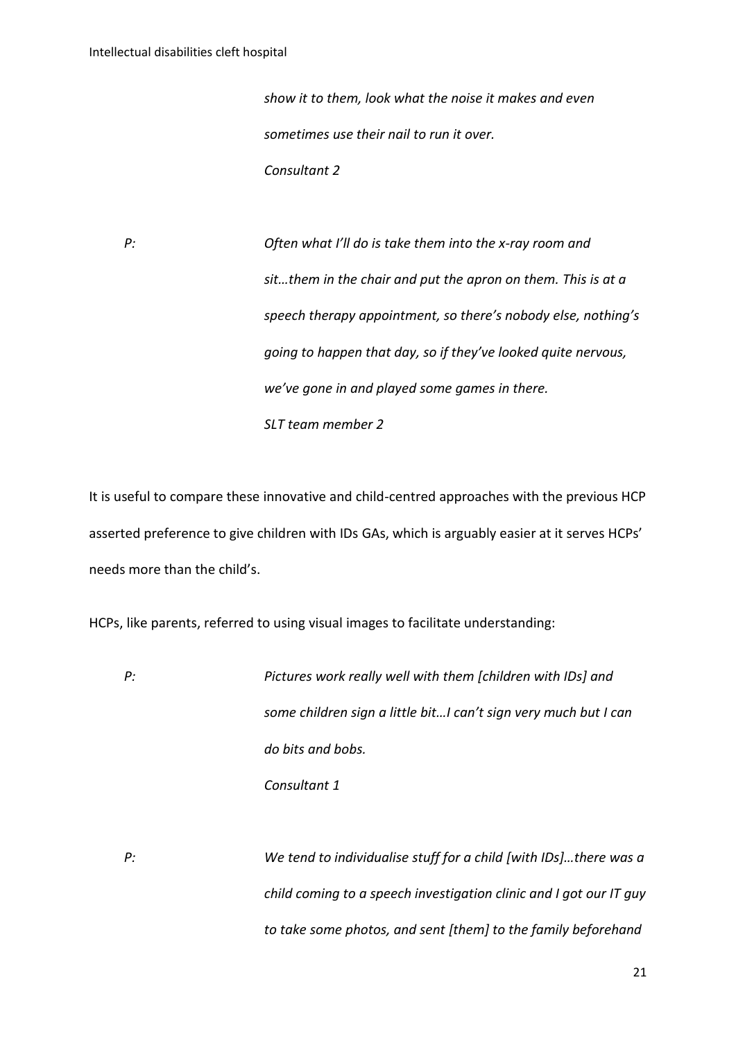*show it to them, look what the noise it makes and even sometimes use their nail to run it over.*
*Consultant 2*

*P:* *Often what I'll do is take them into the x-ray room and sit…them in the chair and put the apron on them. This is at a speech therapy appointment, so there's nobody else, nothing's going to happen that day, so if they've looked quite nervous, we've gone in and played some games in there.*
*SLT team member 2*

It is useful to compare these innovative and child-centred approaches with the previous HCP asserted preference to give children with IDs GAs, which is arguably easier at it serves HCPs' needs more than the child's.

HCPs, like parents, referred to using visual images to facilitate understanding:

*P:* *Pictures work really well with them [children with IDs] and some children sign a little bit…I can't sign very much but I can do bits and bobs.*
*Consultant 1*

*P:* *We tend to individualise stuff for a child [with IDs]…there was a child coming to a speech investigation clinic and I got our IT guy to take some photos, and sent [them] to the family beforehand*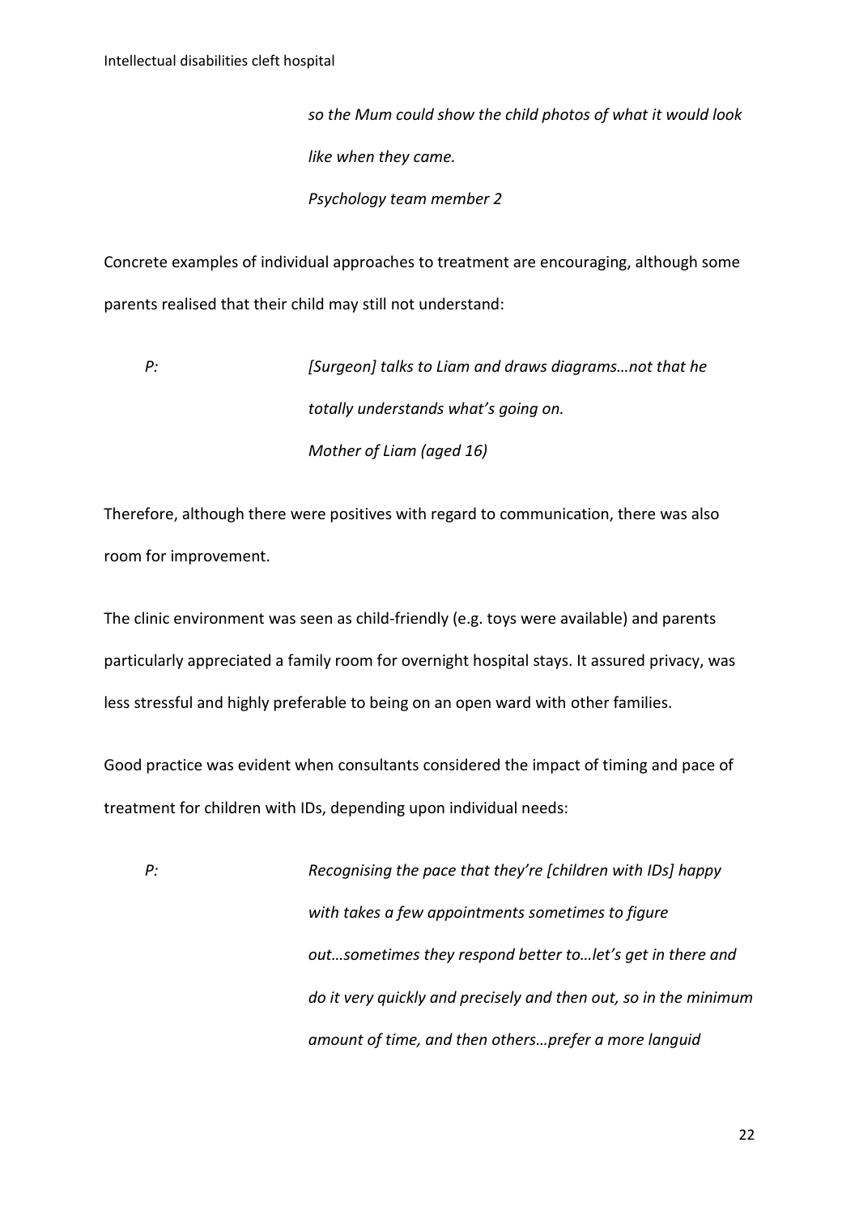*so the Mum could show the child photos of what it would look like when they came.*

*Psychology team member 2*

Concrete examples of individual approaches to treatment are encouraging, although some parents realised that their child may still not understand:

> P: *[Surgeon] talks to Liam and draws diagrams…not that he totally understands what's going on.*
>
> *Mother of Liam (aged 16)*

Therefore, although there were positives with regard to communication, there was also room for improvement.

The clinic environment was seen as child-friendly (e.g. toys were available) and parents particularly appreciated a family room for overnight hospital stays. It assured privacy, was less stressful and highly preferable to being on an open ward with other families.

Good practice was evident when consultants considered the impact of timing and pace of treatment for children with IDs, depending upon individual needs:

> P: *Recognising the pace that they're [children with IDs] happy with takes a few appointments sometimes to figure out…sometimes they respond better to…let's get in there and do it very quickly and precisely and then out, so in the minimum amount of time, and then others…prefer a more languid*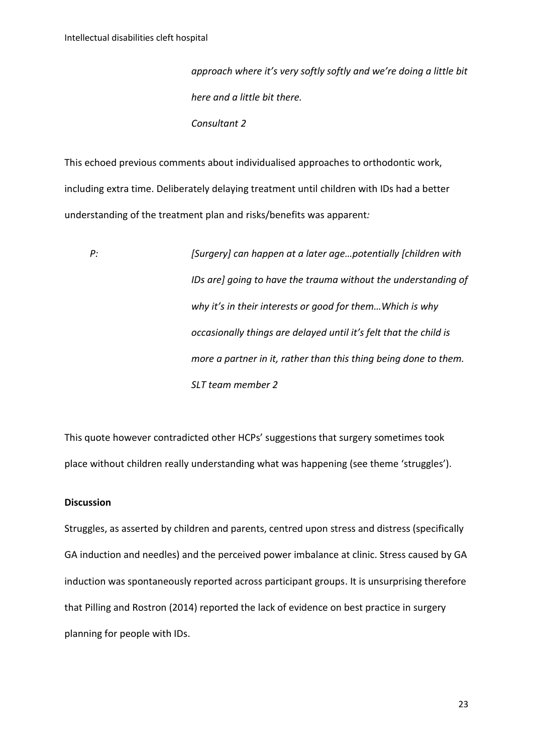*approach where it's very softly softly and we're doing a little bit here and a little bit there.*
*Consultant 2*

This echoed previous comments about individualised approaches to orthodontic work, including extra time. Deliberately delaying treatment until children with IDs had a better understanding of the treatment plan and risks/benefits was apparent*:*

*P:* *[Surgery] can happen at a later age…potentially [children with IDs are] going to have the trauma without the understanding of why it's in their interests or good for them…Which is why occasionally things are delayed until it's felt that the child is more a partner in it, rather than this thing being done to them.*
*SLT team member 2*

This quote however contradicted other HCPs' suggestions that surgery sometimes took place without children really understanding what was happening (see theme 'struggles').

**Discussion**

Struggles, as asserted by children and parents, centred upon stress and distress (specifically GA induction and needles) and the perceived power imbalance at clinic. Stress caused by GA induction was spontaneously reported across participant groups. It is unsurprising therefore that Pilling and Rostron (2014) reported the lack of evidence on best practice in surgery planning for people with IDs.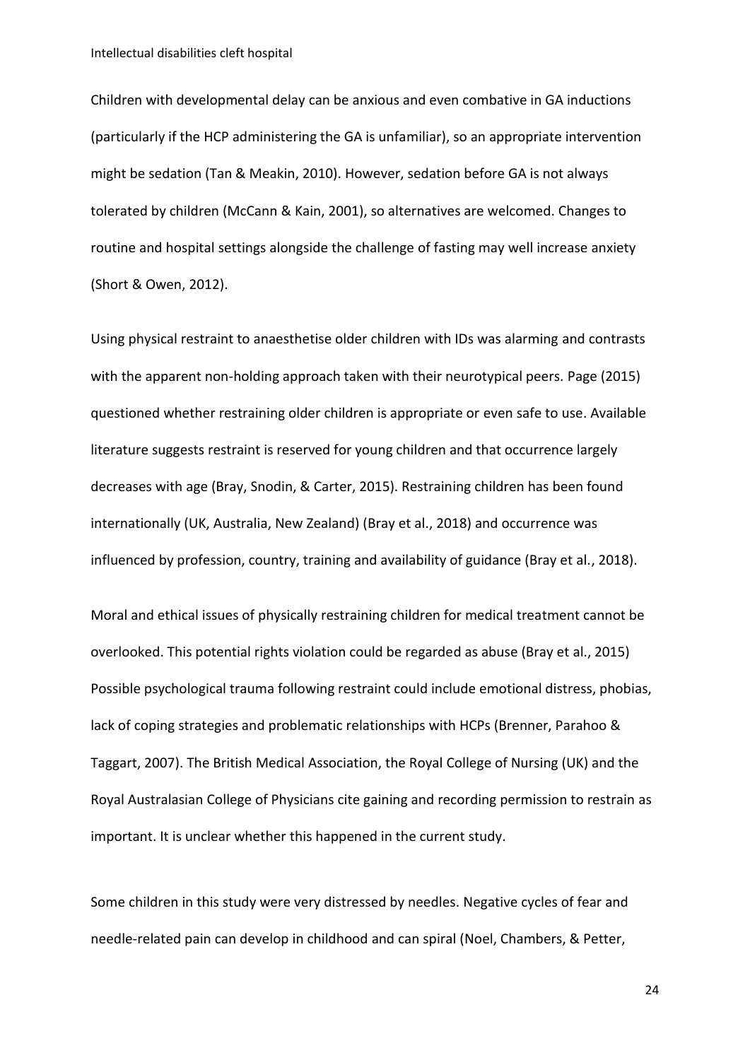Children with developmental delay can be anxious and even combative in GA inductions (particularly if the HCP administering the GA is unfamiliar), so an appropriate intervention might be sedation (Tan & Meakin, 2010). However, sedation before GA is not always tolerated by children (McCann & Kain, 2001), so alternatives are welcomed. Changes to routine and hospital settings alongside the challenge of fasting may well increase anxiety (Short & Owen, 2012).

Using physical restraint to anaesthetise older children with IDs was alarming and contrasts with the apparent non-holding approach taken with their neurotypical peers. Page (2015) questioned whether restraining older children is appropriate or even safe to use. Available literature suggests restraint is reserved for young children and that occurrence largely decreases with age (Bray, Snodin, & Carter, 2015). Restraining children has been found internationally (UK, Australia, New Zealand) (Bray et al., 2018) and occurrence was influenced by profession, country, training and availability of guidance (Bray et al., 2018).

Moral and ethical issues of physically restraining children for medical treatment cannot be overlooked. This potential rights violation could be regarded as abuse (Bray et al., 2015) Possible psychological trauma following restraint could include emotional distress, phobias, lack of coping strategies and problematic relationships with HCPs (Brenner, Parahoo & Taggart, 2007). The British Medical Association, the Royal College of Nursing (UK) and the Royal Australasian College of Physicians cite gaining and recording permission to restrain as important. It is unclear whether this happened in the current study.

Some children in this study were very distressed by needles. Negative cycles of fear and needle-related pain can develop in childhood and can spiral (Noel, Chambers, & Petter,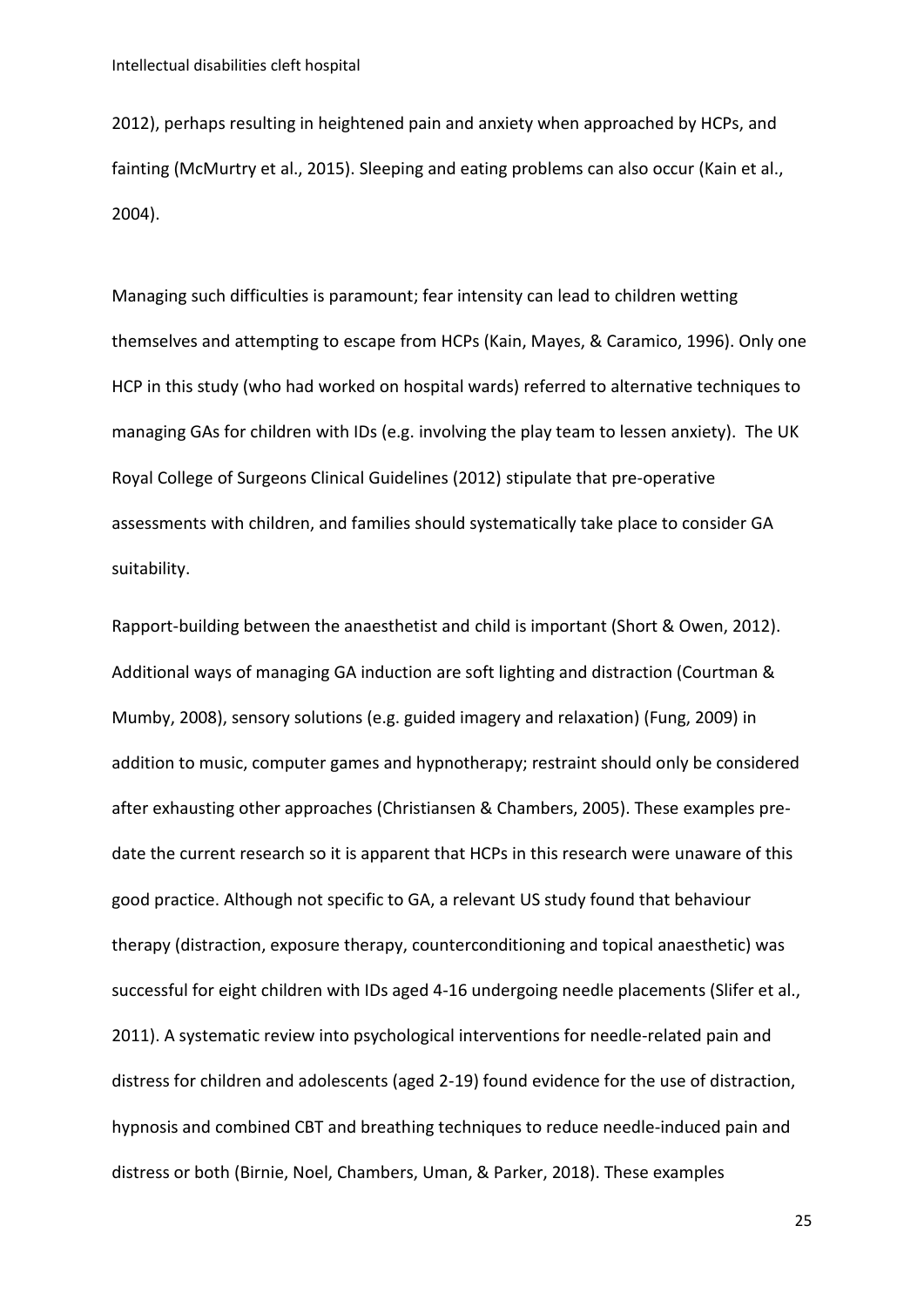2012), perhaps resulting in heightened pain and anxiety when approached by HCPs, and fainting (McMurtry et al., 2015). Sleeping and eating problems can also occur (Kain et al., 2004).

Managing such difficulties is paramount; fear intensity can lead to children wetting themselves and attempting to escape from HCPs (Kain, Mayes, & Caramico, 1996). Only one HCP in this study (who had worked on hospital wards) referred to alternative techniques to managing GAs for children with IDs (e.g. involving the play team to lessen anxiety). The UK Royal College of Surgeons Clinical Guidelines (2012) stipulate that pre-operative assessments with children, and families should systematically take place to consider GA suitability.

Rapport-building between the anaesthetist and child is important (Short & Owen, 2012). Additional ways of managing GA induction are soft lighting and distraction (Courtman & Mumby, 2008), sensory solutions (e.g. guided imagery and relaxation) (Fung, 2009) in addition to music, computer games and hypnotherapy; restraint should only be considered after exhausting other approaches (Christiansen & Chambers, 2005). These examples pre-date the current research so it is apparent that HCPs in this research were unaware of this good practice. Although not specific to GA, a relevant US study found that behaviour therapy (distraction, exposure therapy, counterconditioning and topical anaesthetic) was successful for eight children with IDs aged 4-16 undergoing needle placements (Slifer et al., 2011). A systematic review into psychological interventions for needle-related pain and distress for children and adolescents (aged 2-19) found evidence for the use of distraction, hypnosis and combined CBT and breathing techniques to reduce needle-induced pain and distress or both (Birnie, Noel, Chambers, Uman, & Parker, 2018). These examples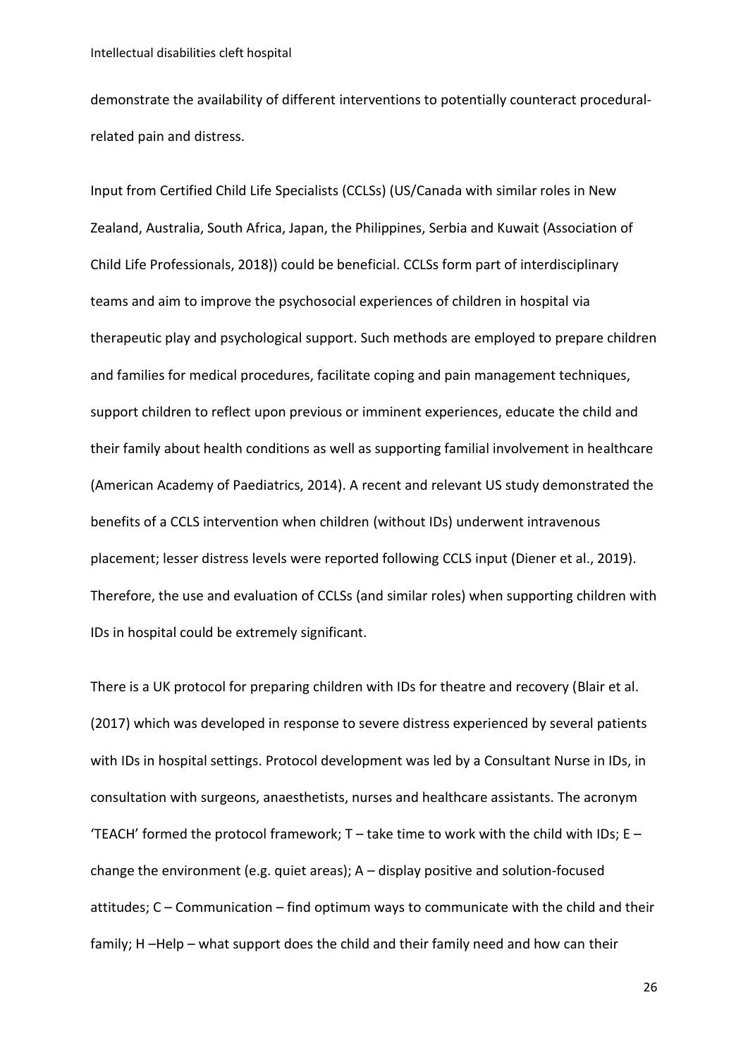demonstrate the availability of different interventions to potentially counteract procedural-related pain and distress.

Input from Certified Child Life Specialists (CCLSs) (US/Canada with similar roles in New Zealand, Australia, South Africa, Japan, the Philippines, Serbia and Kuwait (Association of Child Life Professionals, 2018)) could be beneficial. CCLSs form part of interdisciplinary teams and aim to improve the psychosocial experiences of children in hospital via therapeutic play and psychological support. Such methods are employed to prepare children and families for medical procedures, facilitate coping and pain management techniques, support children to reflect upon previous or imminent experiences, educate the child and their family about health conditions as well as supporting familial involvement in healthcare (American Academy of Paediatrics, 2014). A recent and relevant US study demonstrated the benefits of a CCLS intervention when children (without IDs) underwent intravenous placement; lesser distress levels were reported following CCLS input (Diener et al., 2019). Therefore, the use and evaluation of CCLSs (and similar roles) when supporting children with IDs in hospital could be extremely significant.

There is a UK protocol for preparing children with IDs for theatre and recovery (Blair et al. (2017) which was developed in response to severe distress experienced by several patients with IDs in hospital settings. Protocol development was led by a Consultant Nurse in IDs, in consultation with surgeons, anaesthetists, nurses and healthcare assistants. The acronym 'TEACH' formed the protocol framework; T – take time to work with the child with IDs; E – change the environment (e.g. quiet areas); A – display positive and solution-focused attitudes; C – Communication – find optimum ways to communicate with the child and their family; H –Help – what support does the child and their family need and how can their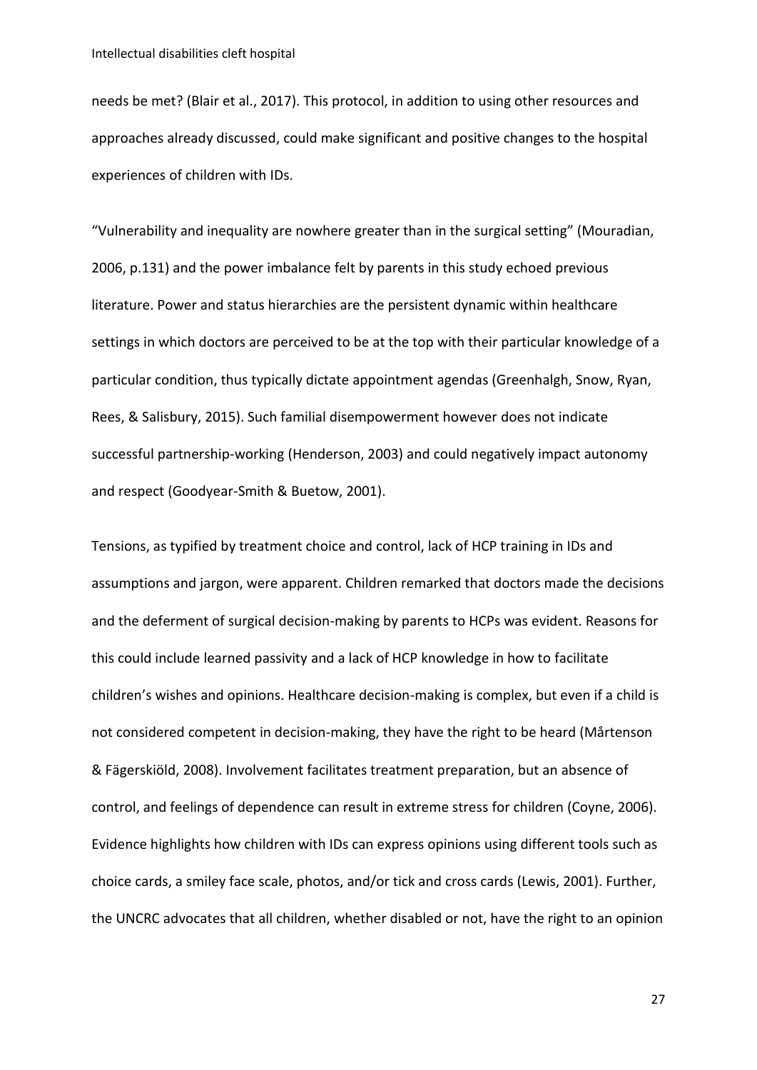needs be met? (Blair et al., 2017). This protocol, in addition to using other resources and approaches already discussed, could make significant and positive changes to the hospital experiences of children with IDs.

“Vulnerability and inequality are nowhere greater than in the surgical setting” (Mouradian, 2006, p.131) and the power imbalance felt by parents in this study echoed previous literature. Power and status hierarchies are the persistent dynamic within healthcare settings in which doctors are perceived to be at the top with their particular knowledge of a particular condition, thus typically dictate appointment agendas (Greenhalgh, Snow, Ryan, Rees, & Salisbury, 2015). Such familial disempowerment however does not indicate successful partnership-working (Henderson, 2003) and could negatively impact autonomy and respect (Goodyear-Smith & Buetow, 2001).

Tensions, as typified by treatment choice and control, lack of HCP training in IDs and assumptions and jargon, were apparent. Children remarked that doctors made the decisions and the deferment of surgical decision-making by parents to HCPs was evident. Reasons for this could include learned passivity and a lack of HCP knowledge in how to facilitate children’s wishes and opinions. Healthcare decision-making is complex, but even if a child is not considered competent in decision-making, they have the right to be heard (Mårtenson & Fägerskiöld, 2008). Involvement facilitates treatment preparation, but an absence of control, and feelings of dependence can result in extreme stress for children (Coyne, 2006). Evidence highlights how children with IDs can express opinions using different tools such as choice cards, a smiley face scale, photos, and/or tick and cross cards (Lewis, 2001). Further, the UNCRC advocates that all children, whether disabled or not, have the right to an opinion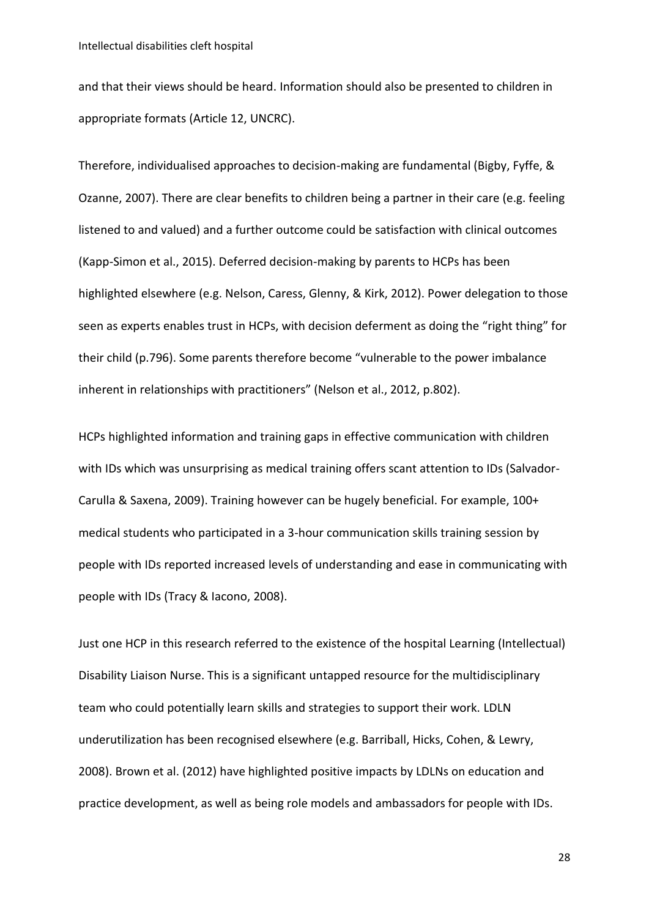and that their views should be heard. Information should also be presented to children in appropriate formats (Article 12, UNCRC).

Therefore, individualised approaches to decision-making are fundamental (Bigby, Fyffe, & Ozanne, 2007). There are clear benefits to children being a partner in their care (e.g. feeling listened to and valued) and a further outcome could be satisfaction with clinical outcomes (Kapp-Simon et al., 2015). Deferred decision-making by parents to HCPs has been highlighted elsewhere (e.g. Nelson, Caress, Glenny, & Kirk, 2012). Power delegation to those seen as experts enables trust in HCPs, with decision deferment as doing the "right thing" for their child (p.796). Some parents therefore become "vulnerable to the power imbalance inherent in relationships with practitioners" (Nelson et al., 2012, p.802).

HCPs highlighted information and training gaps in effective communication with children with IDs which was unsurprising as medical training offers scant attention to IDs (Salvador-Carulla & Saxena, 2009). Training however can be hugely beneficial. For example, 100+ medical students who participated in a 3-hour communication skills training session by people with IDs reported increased levels of understanding and ease in communicating with people with IDs (Tracy & Iacono, 2008).

Just one HCP in this research referred to the existence of the hospital Learning (Intellectual) Disability Liaison Nurse. This is a significant untapped resource for the multidisciplinary team who could potentially learn skills and strategies to support their work. LDLN underutilization has been recognised elsewhere (e.g. Barriball, Hicks, Cohen, & Lewry, 2008). Brown et al. (2012) have highlighted positive impacts by LDLNs on education and practice development, as well as being role models and ambassadors for people with IDs.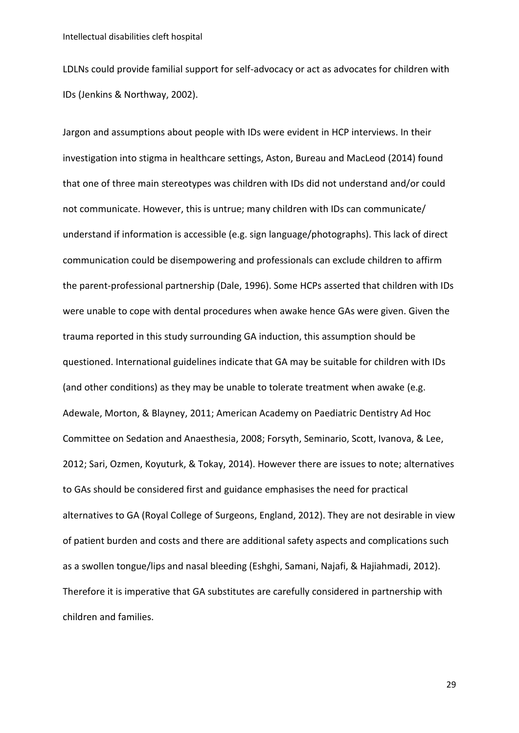LDLNs could provide familial support for self-advocacy or act as advocates for children with IDs (Jenkins & Northway, 2002).

Jargon and assumptions about people with IDs were evident in HCP interviews. In their investigation into stigma in healthcare settings, Aston, Bureau and MacLeod (2014) found that one of three main stereotypes was children with IDs did not understand and/or could not communicate. However, this is untrue; many children with IDs can communicate/ understand if information is accessible (e.g. sign language/photographs). This lack of direct communication could be disempowering and professionals can exclude children to affirm the parent-professional partnership (Dale, 1996). Some HCPs asserted that children with IDs were unable to cope with dental procedures when awake hence GAs were given. Given the trauma reported in this study surrounding GA induction, this assumption should be questioned. International guidelines indicate that GA may be suitable for children with IDs (and other conditions) as they may be unable to tolerate treatment when awake (e.g. Adewale, Morton, & Blayney, 2011; American Academy on Paediatric Dentistry Ad Hoc Committee on Sedation and Anaesthesia, 2008; Forsyth, Seminario, Scott, Ivanova, & Lee, 2012; Sari, Ozmen, Koyuturk, & Tokay, 2014). However there are issues to note; alternatives to GAs should be considered first and guidance emphasises the need for practical alternatives to GA (Royal College of Surgeons, England, 2012). They are not desirable in view of patient burden and costs and there are additional safety aspects and complications such as a swollen tongue/lips and nasal bleeding (Eshghi, Samani, Najafi, & Hajiahmadi, 2012). Therefore it is imperative that GA substitutes are carefully considered in partnership with children and families.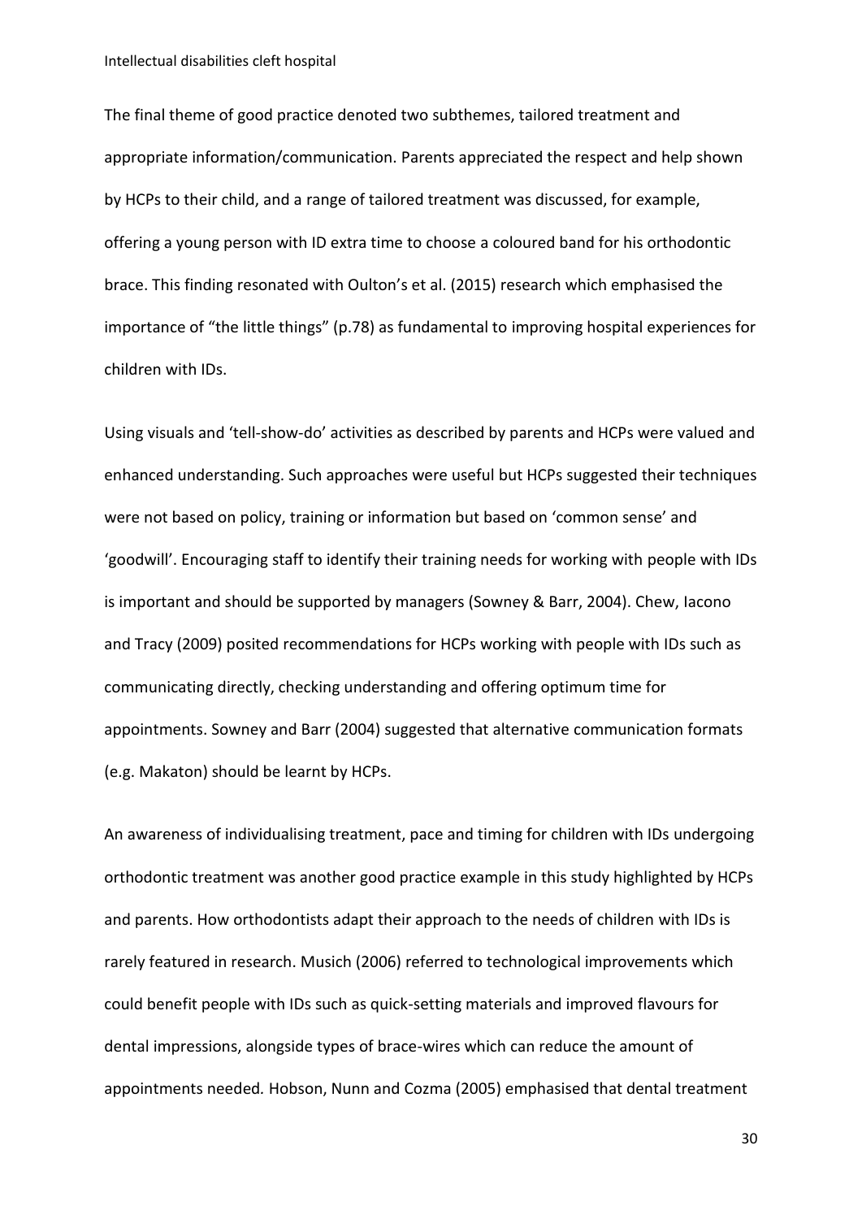The final theme of good practice denoted two subthemes, tailored treatment and appropriate information/communication. Parents appreciated the respect and help shown by HCPs to their child, and a range of tailored treatment was discussed, for example, offering a young person with ID extra time to choose a coloured band for his orthodontic brace. This finding resonated with Oulton's et al. (2015) research which emphasised the importance of "the little things" (p.78) as fundamental to improving hospital experiences for children with IDs.

Using visuals and 'tell-show-do' activities as described by parents and HCPs were valued and enhanced understanding. Such approaches were useful but HCPs suggested their techniques were not based on policy, training or information but based on 'common sense' and 'goodwill'. Encouraging staff to identify their training needs for working with people with IDs is important and should be supported by managers (Sowney & Barr, 2004). Chew, Iacono and Tracy (2009) posited recommendations for HCPs working with people with IDs such as communicating directly, checking understanding and offering optimum time for appointments. Sowney and Barr (2004) suggested that alternative communication formats (e.g. Makaton) should be learnt by HCPs.

An awareness of individualising treatment, pace and timing for children with IDs undergoing orthodontic treatment was another good practice example in this study highlighted by HCPs and parents. How orthodontists adapt their approach to the needs of children with IDs is rarely featured in research. Musich (2006) referred to technological improvements which could benefit people with IDs such as quick-setting materials and improved flavours for dental impressions, alongside types of brace-wires which can reduce the amount of appointments needed. Hobson, Nunn and Cozma (2005) emphasised that dental treatment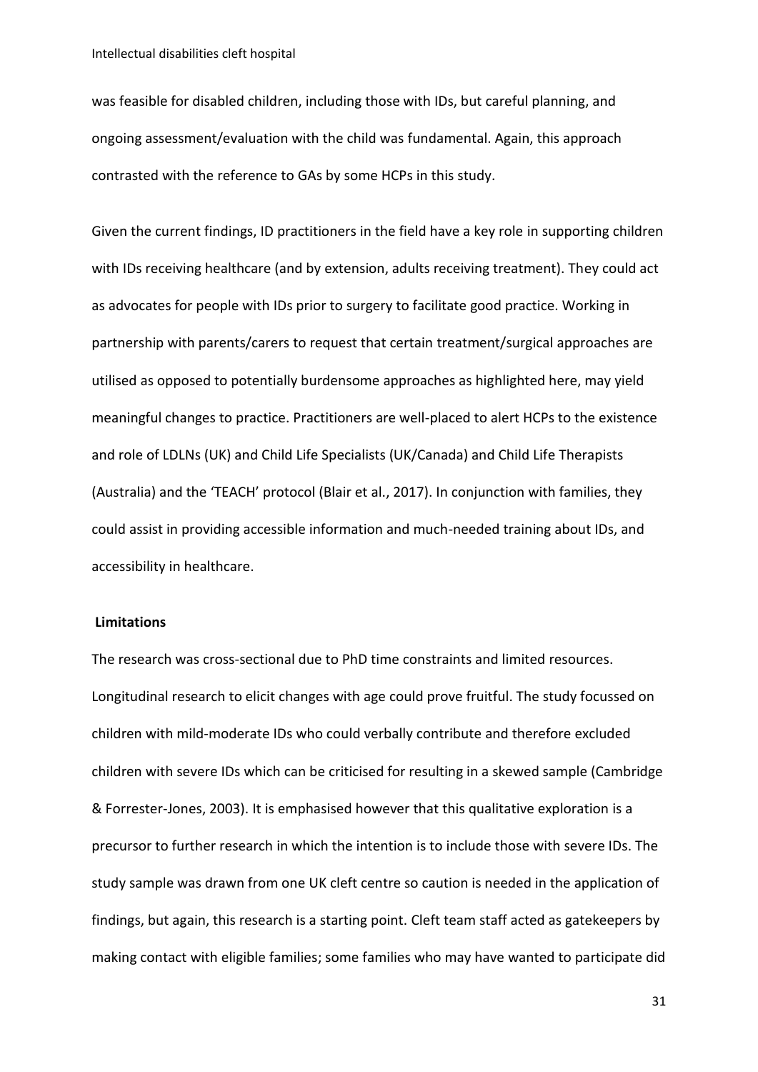was feasible for disabled children, including those with IDs, but careful planning, and ongoing assessment/evaluation with the child was fundamental. Again, this approach contrasted with the reference to GAs by some HCPs in this study.

Given the current findings, ID practitioners in the field have a key role in supporting children with IDs receiving healthcare (and by extension, adults receiving treatment). They could act as advocates for people with IDs prior to surgery to facilitate good practice. Working in partnership with parents/carers to request that certain treatment/surgical approaches are utilised as opposed to potentially burdensome approaches as highlighted here, may yield meaningful changes to practice. Practitioners are well-placed to alert HCPs to the existence and role of LDLNs (UK) and Child Life Specialists (UK/Canada) and Child Life Therapists (Australia) and the 'TEACH' protocol (Blair et al., 2017). In conjunction with families, they could assist in providing accessible information and much-needed training about IDs, and accessibility in healthcare.

**Limitations**

The research was cross-sectional due to PhD time constraints and limited resources. Longitudinal research to elicit changes with age could prove fruitful. The study focussed on children with mild-moderate IDs who could verbally contribute and therefore excluded children with severe IDs which can be criticised for resulting in a skewed sample (Cambridge & Forrester-Jones, 2003). It is emphasised however that this qualitative exploration is a precursor to further research in which the intention is to include those with severe IDs. The study sample was drawn from one UK cleft centre so caution is needed in the application of findings, but again, this research is a starting point. Cleft team staff acted as gatekeepers by making contact with eligible families; some families who may have wanted to participate did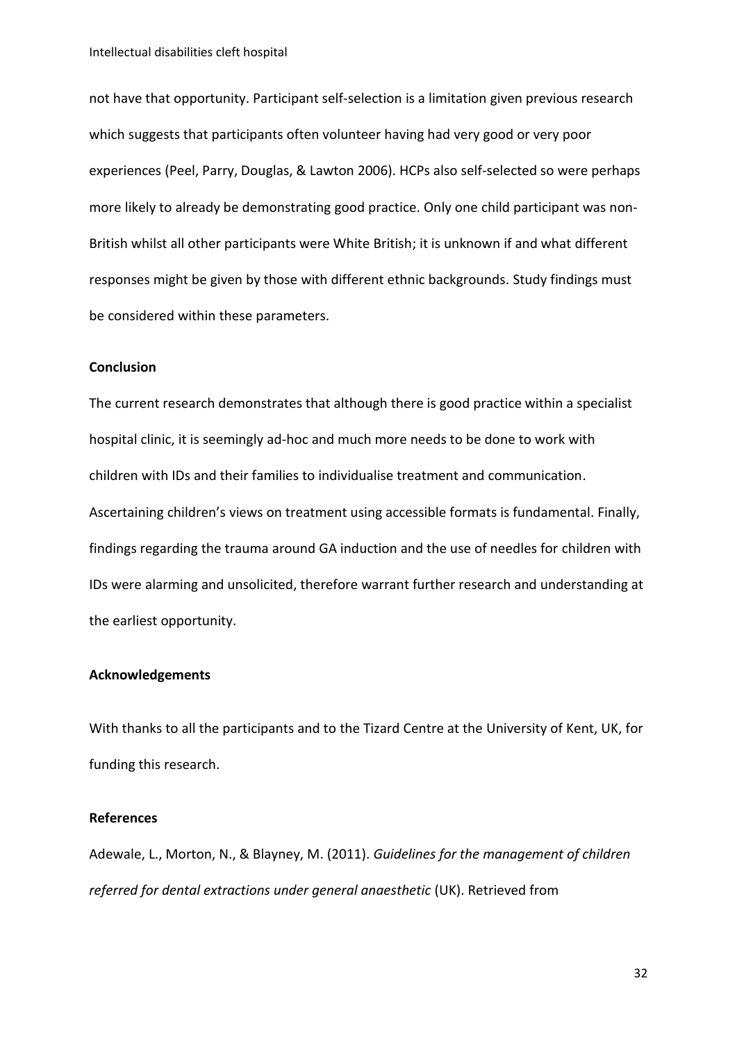not have that opportunity. Participant self-selection is a limitation given previous research which suggests that participants often volunteer having had very good or very poor experiences (Peel, Parry, Douglas, & Lawton 2006). HCPs also self-selected so were perhaps more likely to already be demonstrating good practice. Only one child participant was non-British whilst all other participants were White British; it is unknown if and what different responses might be given by those with different ethnic backgrounds. Study findings must be considered within these parameters.

## Conclusion

The current research demonstrates that although there is good practice within a specialist hospital clinic, it is seemingly ad-hoc and much more needs to be done to work with children with IDs and their families to individualise treatment and communication. Ascertaining children's views on treatment using accessible formats is fundamental. Finally, findings regarding the trauma around GA induction and the use of needles for children with IDs were alarming and unsolicited, therefore warrant further research and understanding at the earliest opportunity.

## Acknowledgements

With thanks to all the participants and to the Tizard Centre at the University of Kent, UK, for funding this research.

## References

Adewale, L., Morton, N., & Blayney, M. (2011). *Guidelines for the management of children referred for dental extractions under general anaesthetic* (UK). Retrieved from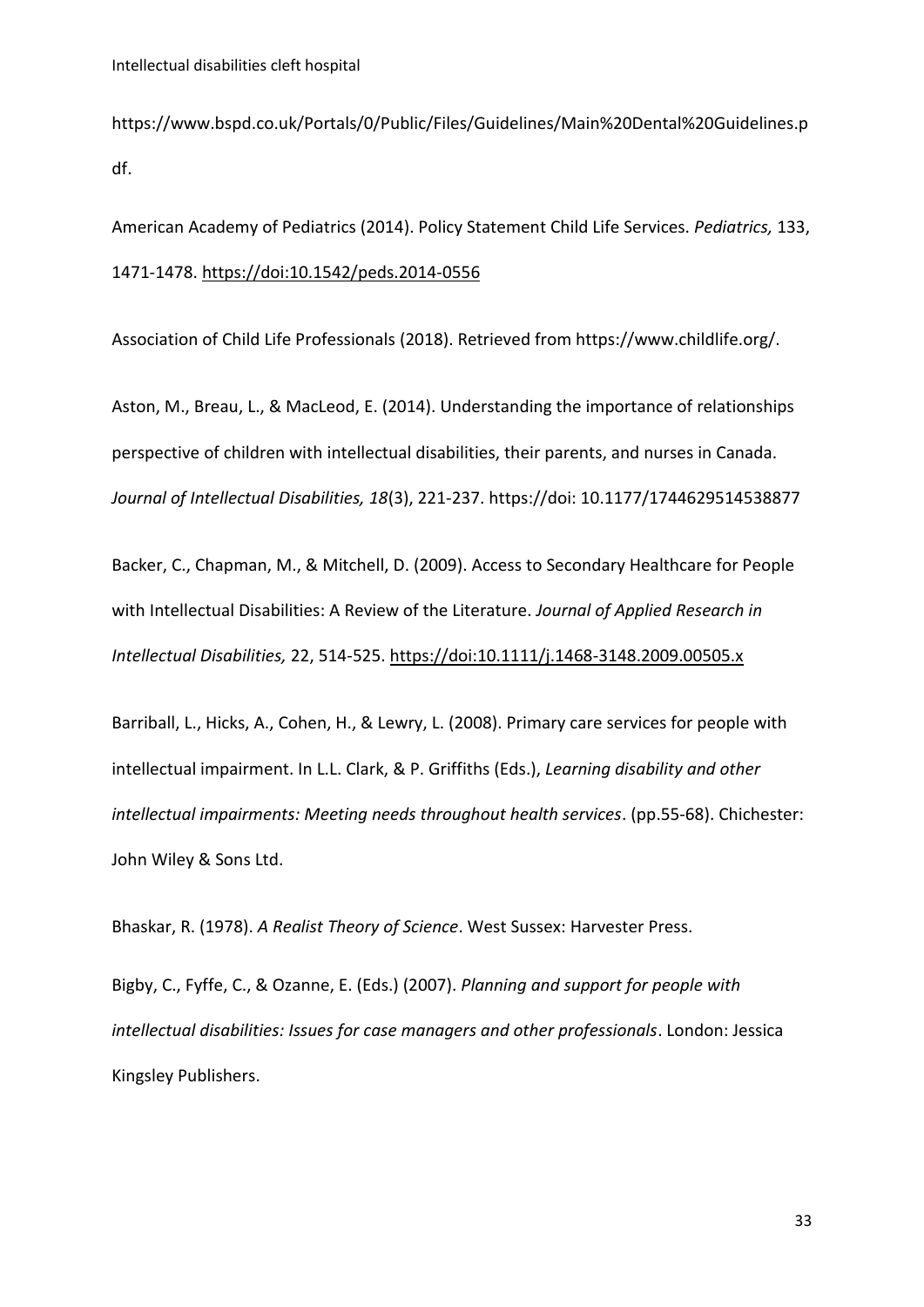https://www.bspd.co.uk/Portals/0/Public/Files/Guidelines/Main%20Dental%20Guidelines.pdf.

American Academy of Pediatrics (2014). Policy Statement Child Life Services. *Pediatrics,* 133, 1471-1478. https://doi:10.1542/peds.2014-0556

Association of Child Life Professionals (2018). Retrieved from https://www.childlife.org/.

Aston, M., Breau, L., & MacLeod, E. (2014). Understanding the importance of relationships perspective of children with intellectual disabilities, their parents, and nurses in Canada. *Journal of Intellectual Disabilities, 18*(3), 221-237. https://doi: 10.1177/1744629514538877

Backer, C., Chapman, M., & Mitchell, D. (2009). Access to Secondary Healthcare for People with Intellectual Disabilities: A Review of the Literature. *Journal of Applied Research in Intellectual Disabilities,* 22, 514-525. https://doi:10.1111/j.1468-3148.2009.00505.x

Barriball, L., Hicks, A., Cohen, H., & Lewry, L. (2008). Primary care services for people with intellectual impairment. In L.L. Clark, & P. Griffiths (Eds.), *Learning disability and other intellectual impairments: Meeting needs throughout health services*. (pp.55-68). Chichester: John Wiley & Sons Ltd.

Bhaskar, R. (1978). *A Realist Theory of Science*. West Sussex: Harvester Press.

Bigby, C., Fyffe, C., & Ozanne, E. (Eds.) (2007). *Planning and support for people with intellectual disabilities: Issues for case managers and other professionals*. London: Jessica Kingsley Publishers.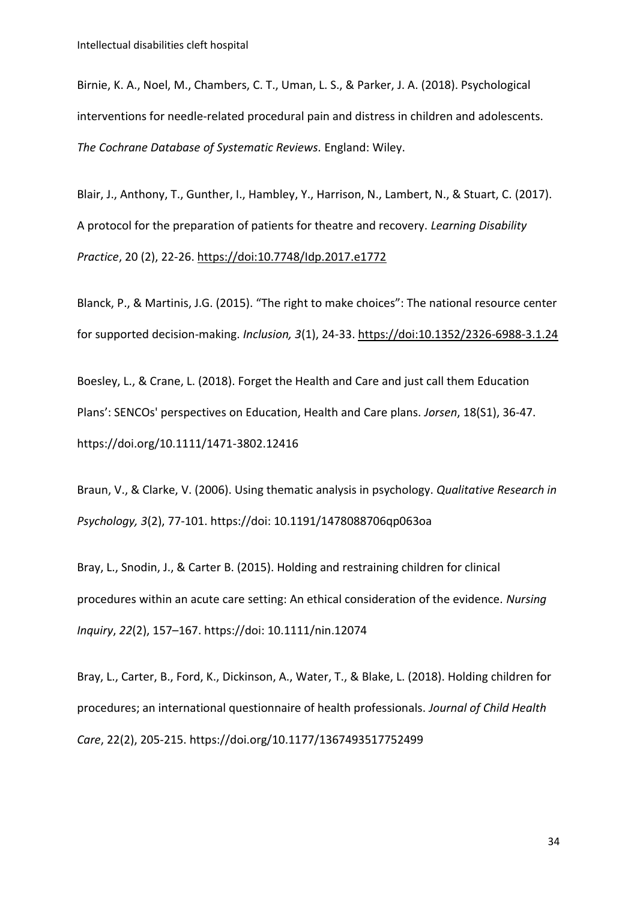Birnie, K. A., Noel, M., Chambers, C. T., Uman, L. S., & Parker, J. A. (2018). Psychological interventions for needle-related procedural pain and distress in children and adolescents. *The Cochrane Database of Systematic Reviews.* England: Wiley.

Blair, J., Anthony, T., Gunther, I., Hambley, Y., Harrison, N., Lambert, N., & Stuart, C. (2017). A protocol for the preparation of patients for theatre and recovery. *Learning Disability Practice*, 20 (2), 22-26. https://doi:10.7748/ldp.2017.e1772

Blanck, P., & Martinis, J.G. (2015). "The right to make choices": The national resource center for supported decision-making. *Inclusion, 3*(1), 24-33. https://doi:10.1352/2326-6988-3.1.24

Boesley, L., & Crane, L. (2018). Forget the Health and Care and just call them Education Plans': SENCOs' perspectives on Education, Health and Care plans. *Jorsen*, 18(S1), 36-47. https://doi.org/10.1111/1471-3802.12416

Braun, V., & Clarke, V. (2006). Using thematic analysis in psychology. *Qualitative Research in Psychology, 3*(2), 77-101. https://doi: 10.1191/1478088706qp063oa

Bray, L., Snodin, J., & Carter B. (2015). Holding and restraining children for clinical procedures within an acute care setting: An ethical consideration of the evidence. *Nursing Inquiry*, *22*(2), 157–167. https://doi: 10.1111/nin.12074

Bray, L., Carter, B., Ford, K., Dickinson, A., Water, T., & Blake, L. (2018). Holding children for procedures; an international questionnaire of health professionals. *Journal of Child Health Care*, 22(2), 205-215. https://doi.org/10.1177/1367493517752499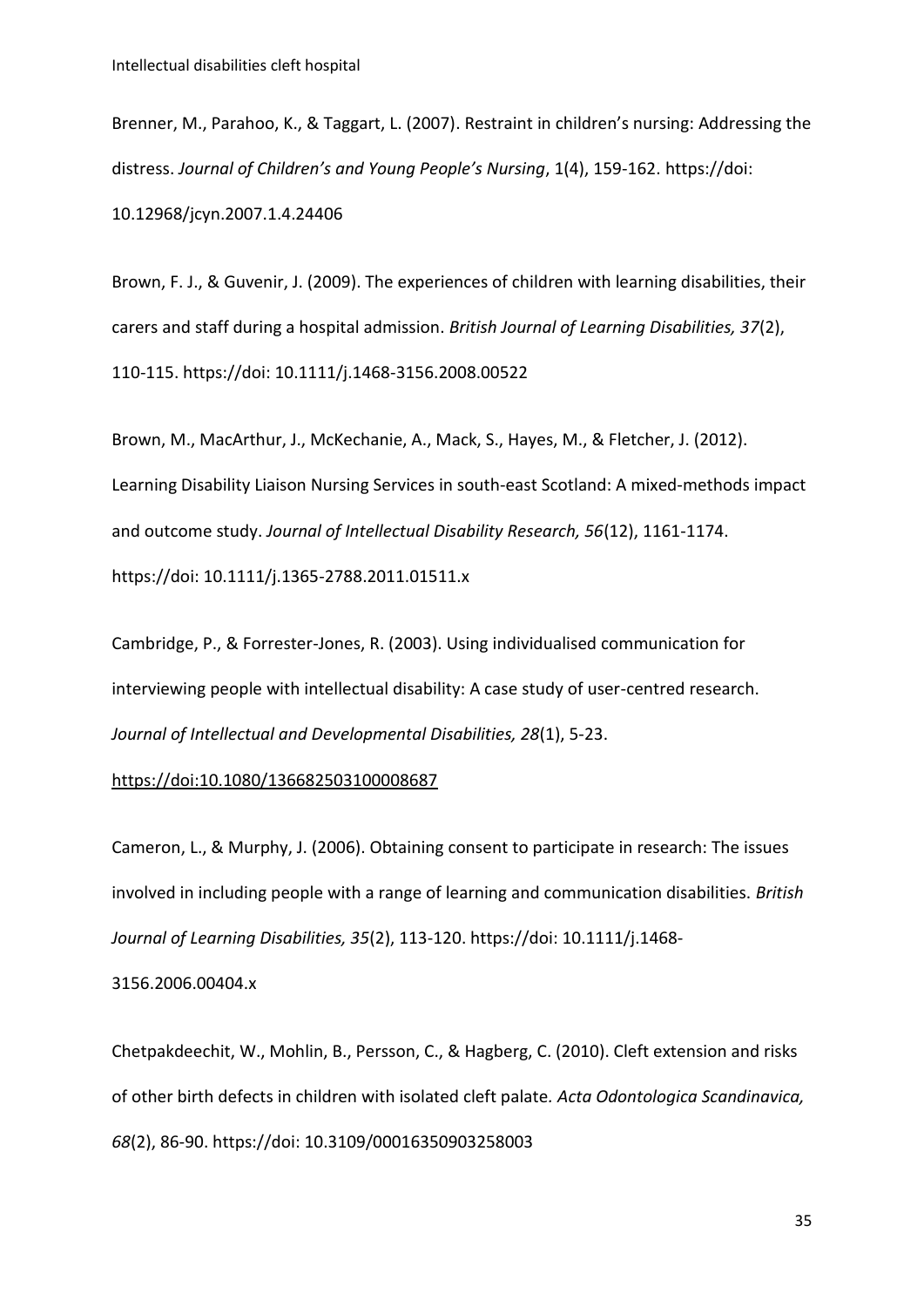Brenner, M., Parahoo, K., & Taggart, L. (2007). Restraint in children's nursing: Addressing the distress. *Journal of Children's and Young People's Nursing*, 1(4), 159-162. https://doi: 10.12968/jcyn.2007.1.4.24406

Brown, F. J., & Guvenir, J. (2009). The experiences of children with learning disabilities, their carers and staff during a hospital admission. *British Journal of Learning Disabilities, 37*(2), 110-115. https://doi: 10.1111/j.1468-3156.2008.00522

Brown, M., MacArthur, J., McKechanie, A., Mack, S., Hayes, M., & Fletcher, J. (2012). Learning Disability Liaison Nursing Services in south-east Scotland: A mixed-methods impact and outcome study. *Journal of Intellectual Disability Research, 56*(12), 1161-1174. https://doi: 10.1111/j.1365-2788.2011.01511.x

Cambridge, P., & Forrester-Jones, R. (2003). Using individualised communication for interviewing people with intellectual disability: A case study of user-centred research. *Journal of Intellectual and Developmental Disabilities, 28*(1), 5-23. https://doi:10.1080/136682503100008687

Cameron, L., & Murphy, J. (2006). Obtaining consent to participate in research: The issues involved in including people with a range of learning and communication disabilities. *British Journal of Learning Disabilities, 35*(2), 113-120. https://doi: 10.1111/j.1468-3156.2006.00404.x

Chetpakdeechit, W., Mohlin, B., Persson, C., & Hagberg, C. (2010). Cleft extension and risks of other birth defects in children with isolated cleft palate. *Acta Odontologica Scandinavica, 68*(2), 86-90. https://doi: 10.3109/00016350903258003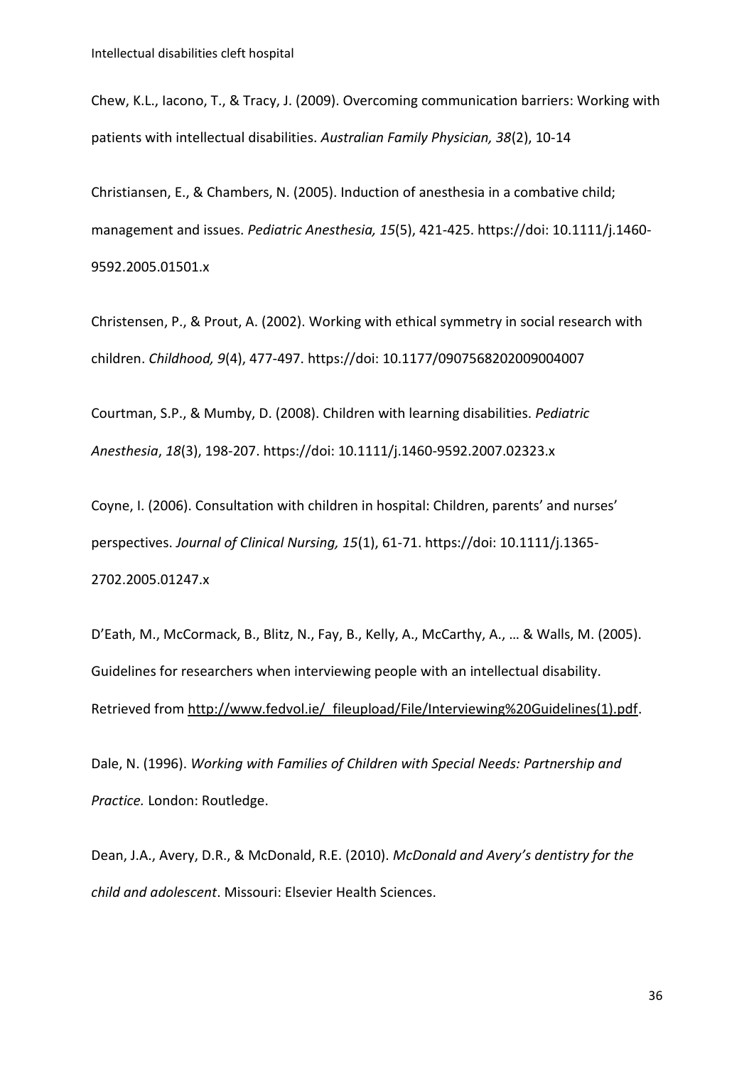Chew, K.L., Iacono, T., & Tracy, J. (2009). Overcoming communication barriers: Working with patients with intellectual disabilities. *Australian Family Physician, 38*(2), 10-14

Christiansen, E., & Chambers, N. (2005). Induction of anesthesia in a combative child; management and issues. *Pediatric Anesthesia, 15*(5), 421-425. https://doi: 10.1111/j.1460-9592.2005.01501.x

Christensen, P., & Prout, A. (2002). Working with ethical symmetry in social research with children. *Childhood, 9*(4), 477-497. https://doi: 10.1177/0907568202009004007

Courtman, S.P., & Mumby, D. (2008). Children with learning disabilities. *Pediatric Anesthesia*, *18*(3), 198-207. https://doi: 10.1111/j.1460-9592.2007.02323.x

Coyne, I. (2006). Consultation with children in hospital: Children, parents' and nurses' perspectives. *Journal of Clinical Nursing, 15*(1), 61-71. https://doi: 10.1111/j.1365-2702.2005.01247.x

D'Eath, M., McCormack, B., Blitz, N., Fay, B., Kelly, A., McCarthy, A., … & Walls, M. (2005). Guidelines for researchers when interviewing people with an intellectual disability. Retrieved from http://www.fedvol.ie/_fileupload/File/Interviewing%20Guidelines(1).pdf.

Dale, N. (1996). *Working with Families of Children with Special Needs: Partnership and Practice.* London: Routledge.

Dean, J.A., Avery, D.R., & McDonald, R.E. (2010). *McDonald and Avery's dentistry for the child and adolescent*. Missouri: Elsevier Health Sciences.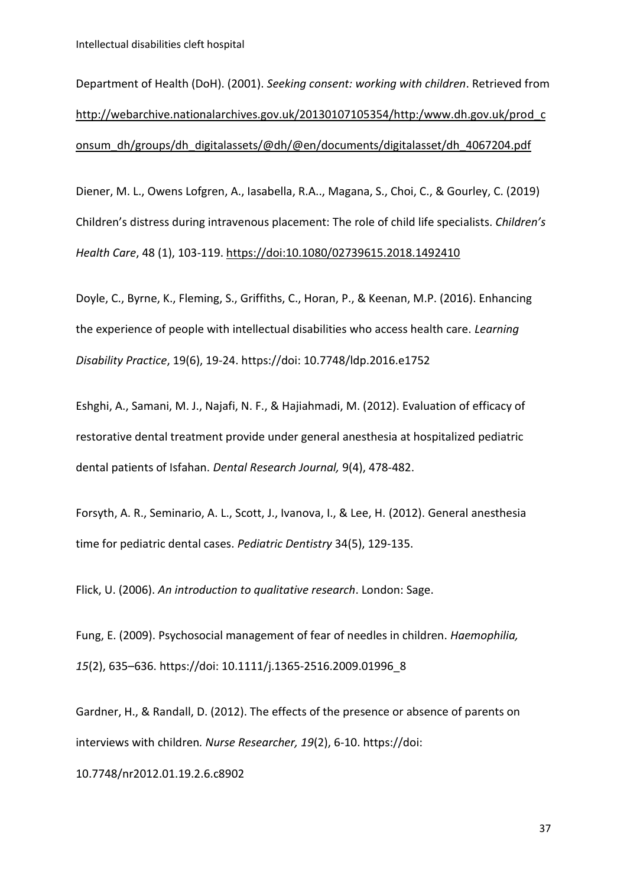Department of Health (DoH). (2001). *Seeking consent: working with children*. Retrieved from http://webarchive.nationalarchives.gov.uk/20130107105354/http:/www.dh.gov.uk/prod_consum_dh/groups/dh_digitalassets/@dh/@en/documents/digitalasset/dh_4067204.pdf

Diener, M. L., Owens Lofgren, A., Iasabella, R.A.., Magana, S., Choi, C., & Gourley, C. (2019) Children's distress during intravenous placement: The role of child life specialists. *Children's Health Care*, 48 (1), 103-119. https://doi:10.1080/02739615.2018.1492410

Doyle, C., Byrne, K., Fleming, S., Griffiths, C., Horan, P., & Keenan, M.P. (2016). Enhancing the experience of people with intellectual disabilities who access health care. *Learning Disability Practice*, 19(6), 19-24. https://doi: 10.7748/ldp.2016.e1752

Eshghi, A., Samani, M. J., Najafi, N. F., & Hajiahmadi, M. (2012). Evaluation of efficacy of restorative dental treatment provide under general anesthesia at hospitalized pediatric dental patients of Isfahan. *Dental Research Journal,* 9(4), 478-482.

Forsyth, A. R., Seminario, A. L., Scott, J., Ivanova, I., & Lee, H. (2012). General anesthesia time for pediatric dental cases. *Pediatric Dentistry* 34(5), 129-135.

Flick, U. (2006). *An introduction to qualitative research*. London: Sage.

Fung, E. (2009). Psychosocial management of fear of needles in children. *Haemophilia, 15*(2), 635–636. https://doi: 10.1111/j.1365-2516.2009.01996_8

Gardner, H., & Randall, D. (2012). The effects of the presence or absence of parents on interviews with children. *Nurse Researcher, 19*(2), 6-10. https://doi: 10.7748/nr2012.01.19.2.6.c8902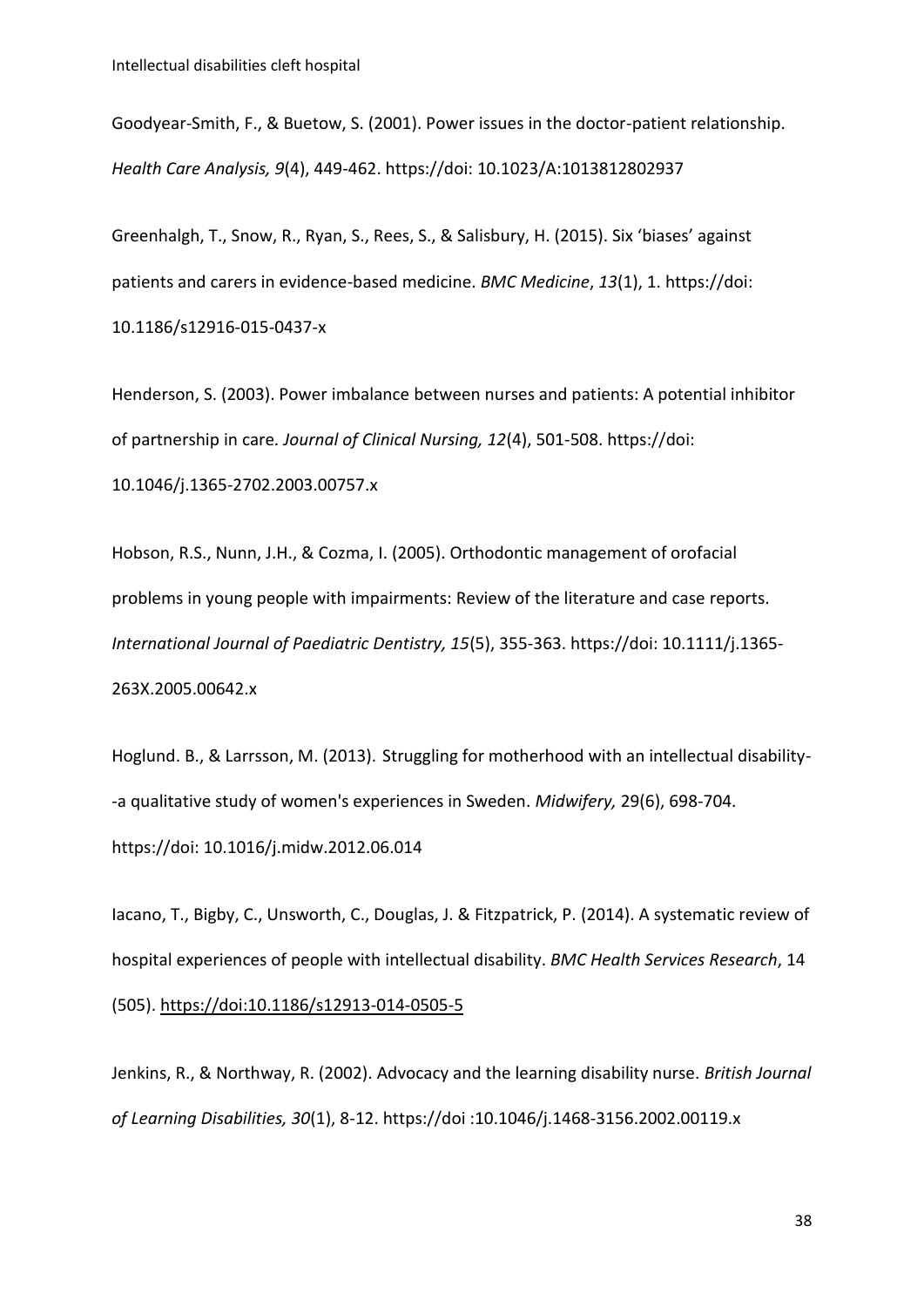Goodyear-Smith, F., & Buetow, S. (2001). Power issues in the doctor-patient relationship. *Health Care Analysis, 9*(4), 449-462. https://doi: 10.1023/A:1013812802937

Greenhalgh, T., Snow, R., Ryan, S., Rees, S., & Salisbury, H. (2015). Six 'biases' against patients and carers in evidence-based medicine. *BMC Medicine*, *13*(1), 1. https://doi: 10.1186/s12916-015-0437-x

Henderson, S. (2003). Power imbalance between nurses and patients: A potential inhibitor of partnership in care. *Journal of Clinical Nursing, 12*(4), 501-508. https://doi: 10.1046/j.1365-2702.2003.00757.x

Hobson, R.S., Nunn, J.H., & Cozma, I. (2005). Orthodontic management of orofacial problems in young people with impairments: Review of the literature and case reports. *International Journal of Paediatric Dentistry, 15*(5), 355-363. https://doi: 10.1111/j.1365-263X.2005.00642.x

Hoglund. B., & Larrsson, M. (2013). Struggling for motherhood with an intellectual disability--a qualitative study of women's experiences in Sweden. *Midwifery,* 29(6), 698-704. https://doi: 10.1016/j.midw.2012.06.014

Iacano, T., Bigby, C., Unsworth, C., Douglas, J. & Fitzpatrick, P. (2014). A systematic review of hospital experiences of people with intellectual disability. *BMC Health Services Research*, 14 (505). https://doi:10.1186/s12913-014-0505-5

Jenkins, R., & Northway, R. (2002). Advocacy and the learning disability nurse. *British Journal of Learning Disabilities, 30*(1), 8-12. https://doi :10.1046/j.1468-3156.2002.00119.x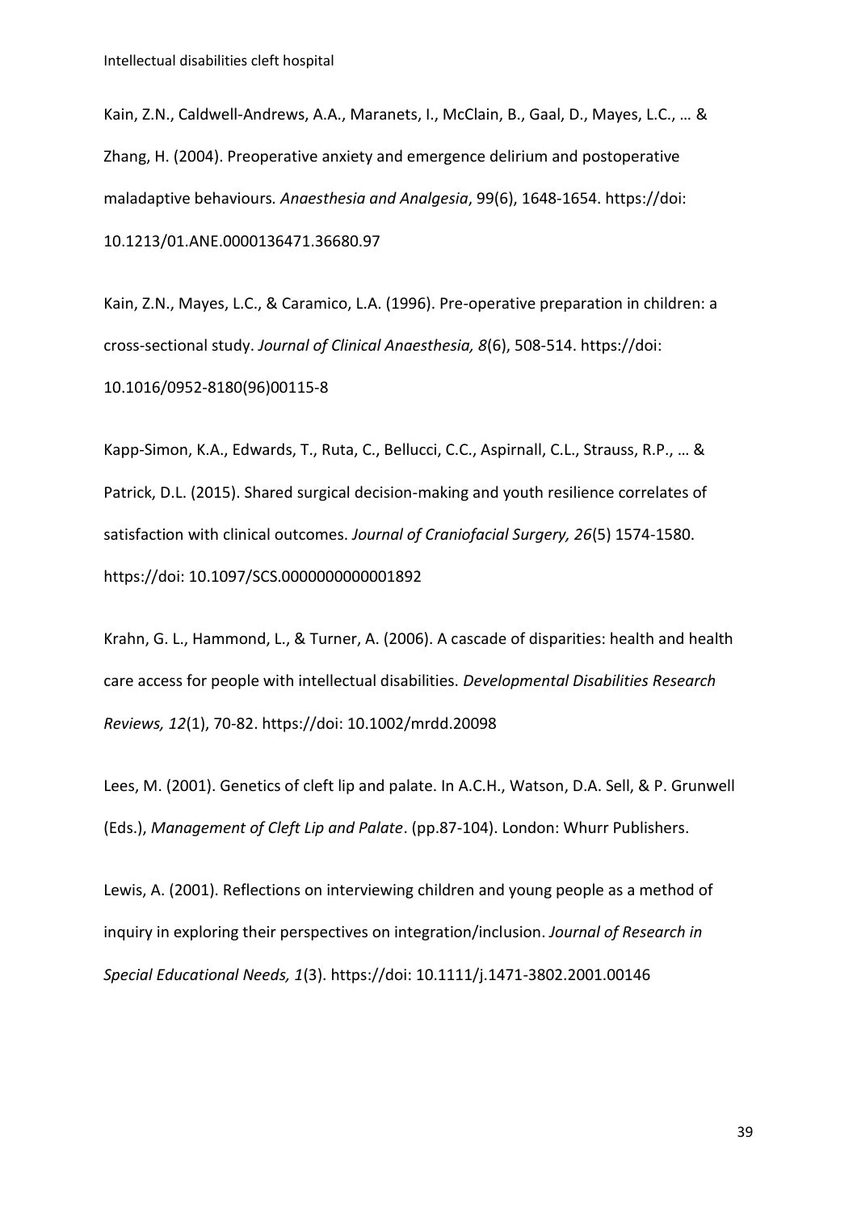Kain, Z.N., Caldwell-Andrews, A.A., Maranets, I., McClain, B., Gaal, D., Mayes, L.C., … & Zhang, H. (2004). Preoperative anxiety and emergence delirium and postoperative maladaptive behaviours. *Anaesthesia and Analgesia*, 99(6), 1648-1654. https://doi: 10.1213/01.ANE.0000136471.36680.97

Kain, Z.N., Mayes, L.C., & Caramico, L.A. (1996). Pre-operative preparation in children: a cross-sectional study. *Journal of Clinical Anaesthesia, 8*(6), 508-514. https://doi: 10.1016/0952-8180(96)00115-8

Kapp-Simon, K.A., Edwards, T., Ruta, C., Bellucci, C.C., Aspirnall, C.L., Strauss, R.P., … & Patrick, D.L. (2015). Shared surgical decision-making and youth resilience correlates of satisfaction with clinical outcomes. *Journal of Craniofacial Surgery, 26*(5) 1574-1580. https://doi: 10.1097/SCS.0000000000001892

Krahn, G. L., Hammond, L., & Turner, A. (2006). A cascade of disparities: health and health care access for people with intellectual disabilities. *Developmental Disabilities Research Reviews, 12*(1), 70-82. https://doi: 10.1002/mrdd.20098

Lees, M. (2001). Genetics of cleft lip and palate. In A.C.H., Watson, D.A. Sell, & P. Grunwell (Eds.), *Management of Cleft Lip and Palate*. (pp.87-104). London: Whurr Publishers.

Lewis, A. (2001). Reflections on interviewing children and young people as a method of inquiry in exploring their perspectives on integration/inclusion. *Journal of Research in Special Educational Needs, 1*(3). https://doi: 10.1111/j.1471-3802.2001.00146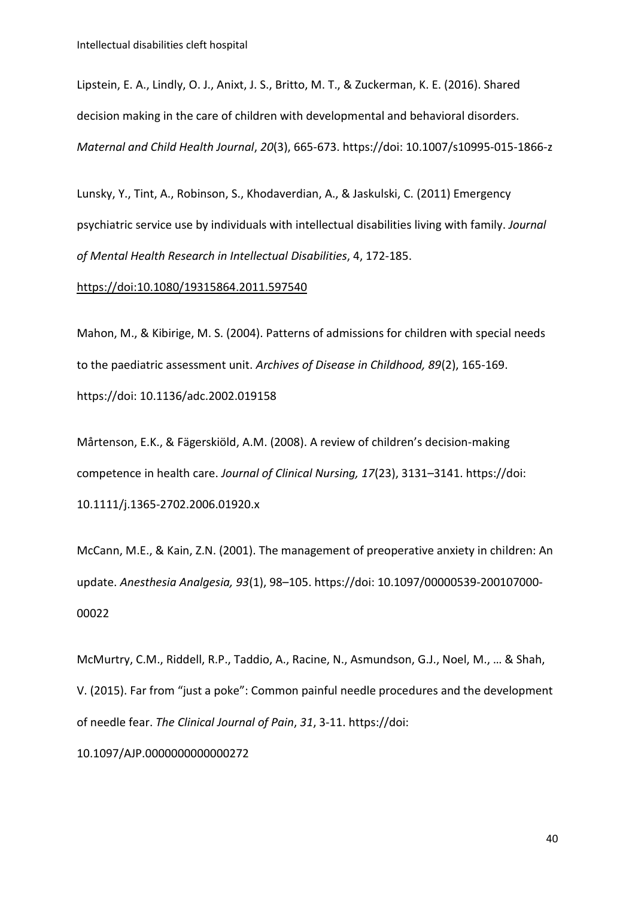Lipstein, E. A., Lindly, O. J., Anixt, J. S., Britto, M. T., & Zuckerman, K. E. (2016). Shared decision making in the care of children with developmental and behavioral disorders. *Maternal and Child Health Journal*, *20*(3), 665-673. https://doi: 10.1007/s10995-015-1866-z

Lunsky, Y., Tint, A., Robinson, S., Khodaverdian, A., & Jaskulski, C. (2011) Emergency psychiatric service use by individuals with intellectual disabilities living with family. *Journal of Mental Health Research in Intellectual Disabilities*, 4, 172-185. https://doi:10.1080/19315864.2011.597540

Mahon, M., & Kibirige, M. S. (2004). Patterns of admissions for children with special needs to the paediatric assessment unit. *Archives of Disease in Childhood, 89*(2), 165-169. https://doi: 10.1136/adc.2002.019158

Mårtenson, E.K., & Fägerskiöld, A.M. (2008). A review of children's decision-making competence in health care. *Journal of Clinical Nursing, 17*(23), 3131–3141. https://doi: 10.1111/j.1365-2702.2006.01920.x

McCann, M.E., & Kain, Z.N. (2001). The management of preoperative anxiety in children: An update. *Anesthesia Analgesia, 93*(1), 98–105. https://doi: 10.1097/00000539-200107000-00022

McMurtry, C.M., Riddell, R.P., Taddio, A., Racine, N., Asmundson, G.J., Noel, M., … & Shah, V. (2015). Far from "just a poke": Common painful needle procedures and the development of needle fear. *The Clinical Journal of Pain*, *31*, 3-11. https://doi: 10.1097/AJP.0000000000000272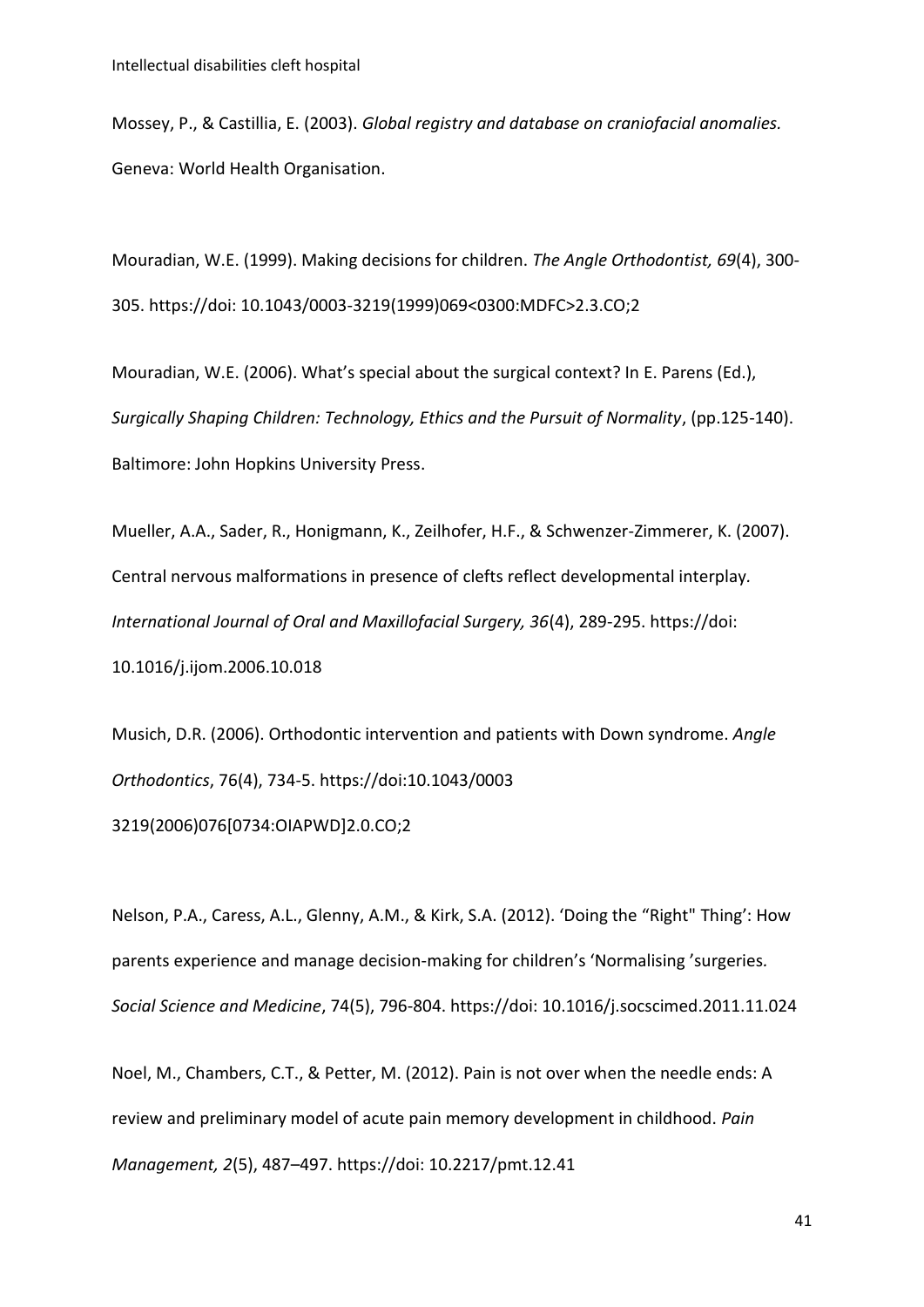Mossey, P., & Castillia, E. (2003). *Global registry and database on craniofacial anomalies.* Geneva: World Health Organisation.

Mouradian, W.E. (1999). Making decisions for children. *The Angle Orthodontist, 69*(4), 300-305. https://doi: 10.1043/0003-3219(1999)069<0300:MDFC>2.3.CO;2

Mouradian, W.E. (2006). What's special about the surgical context? In E. Parens (Ed.), *Surgically Shaping Children: Technology, Ethics and the Pursuit of Normality*, (pp.125-140). Baltimore: John Hopkins University Press.

Mueller, A.A., Sader, R., Honigmann, K., Zeilhofer, H.F., & Schwenzer-Zimmerer, K. (2007). Central nervous malformations in presence of clefts reflect developmental interplay. *International Journal of Oral and Maxillofacial Surgery, 36*(4), 289-295. https://doi: 10.1016/j.ijom.2006.10.018

Musich, D.R. (2006). Orthodontic intervention and patients with Down syndrome. *Angle Orthodontics*, 76(4), 734-5. https://doi:10.1043/0003 3219(2006)076[0734:OIAPWD]2.0.CO;2

Nelson, P.A., Caress, A.L., Glenny, A.M., & Kirk, S.A. (2012). 'Doing the "Right" Thing': How parents experience and manage decision-making for children's 'Normalising 'surgeries. *Social Science and Medicine*, 74(5), 796-804. https://doi: 10.1016/j.socscimed.2011.11.024

Noel, M., Chambers, C.T., & Petter, M. (2012). Pain is not over when the needle ends: A review and preliminary model of acute pain memory development in childhood. *Pain Management, 2*(5), 487–497. https://doi: 10.2217/pmt.12.41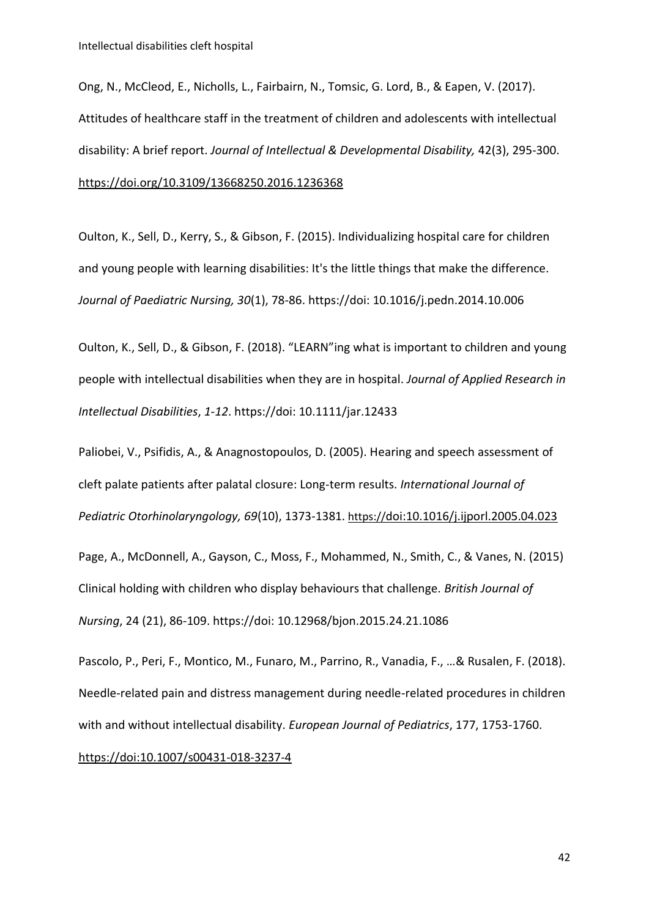Ong, N., McCleod, E., Nicholls, L., Fairbairn, N., Tomsic, G. Lord, B., & Eapen, V. (2017). Attitudes of healthcare staff in the treatment of children and adolescents with intellectual disability: A brief report. *Journal of Intellectual & Developmental Disability,* 42(3), 295-300. https://doi.org/10.3109/13668250.2016.1236368

Oulton, K., Sell, D., Kerry, S., & Gibson, F. (2015). Individualizing hospital care for children and young people with learning disabilities: It's the little things that make the difference. *Journal of Paediatric Nursing, 30*(1), 78-86. https://doi: 10.1016/j.pedn.2014.10.006

Oulton, K., Sell, D., & Gibson, F. (2018). "LEARN"ing what is important to children and young people with intellectual disabilities when they are in hospital. *Journal of Applied Research in Intellectual Disabilities*, *1-12*. https://doi: 10.1111/jar.12433

Paliobei, V., Psifidis, A., & Anagnostopoulos, D. (2005). Hearing and speech assessment of cleft palate patients after palatal closure: Long-term results. *International Journal of Pediatric Otorhinolaryngology, 69*(10), 1373-1381. https://doi:10.1016/j.ijporl.2005.04.023

Page, A., McDonnell, A., Gayson, C., Moss, F., Mohammed, N., Smith, C., & Vanes, N. (2015) Clinical holding with children who display behaviours that challenge. *British Journal of Nursing*, 24 (21), 86-109. https://doi: 10.12968/bjon.2015.24.21.1086

Pascolo, P., Peri, F., Montico, M., Funaro, M., Parrino, R., Vanadia, F., …& Rusalen, F. (2018). Needle-related pain and distress management during needle-related procedures in children with and without intellectual disability. *European Journal of Pediatrics*, 177, 1753-1760. https://doi:10.1007/s00431-018-3237-4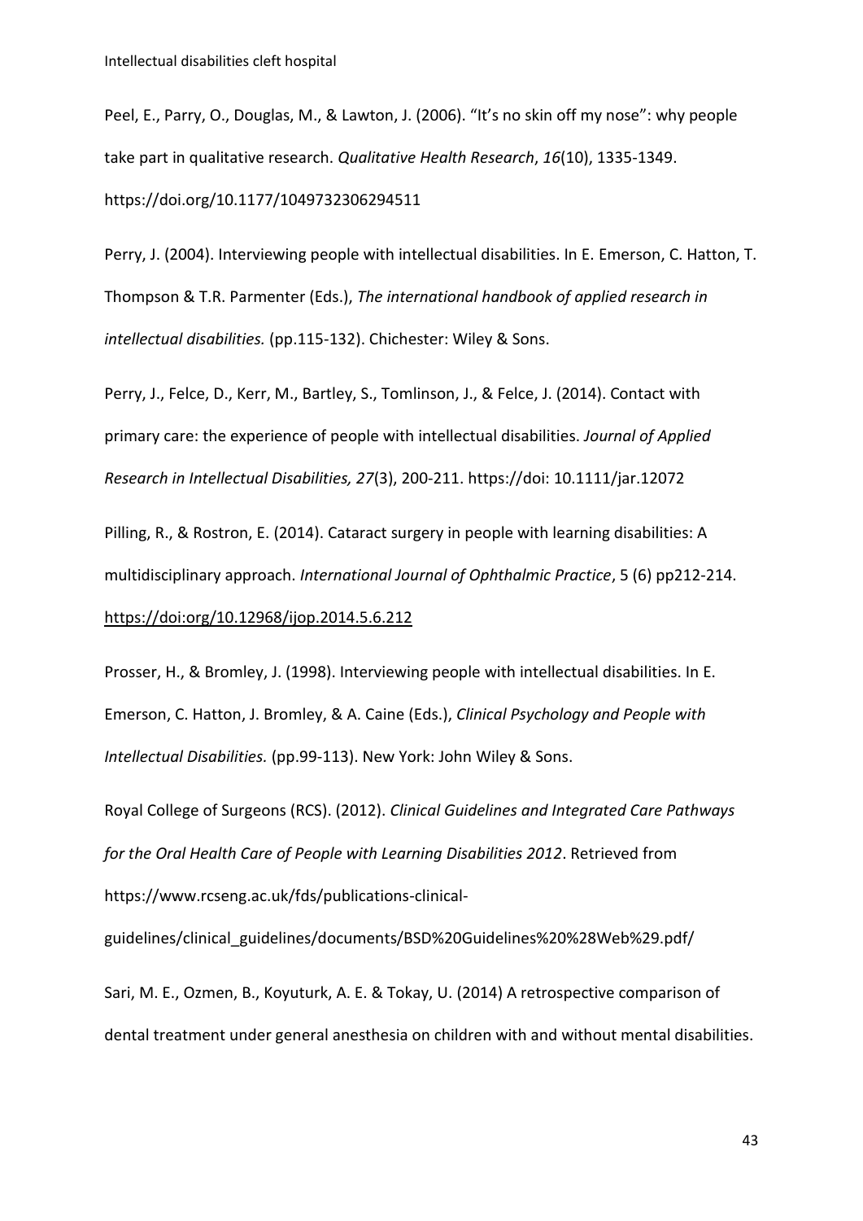Peel, E., Parry, O., Douglas, M., & Lawton, J. (2006). “It’s no skin off my nose”: why people take part in qualitative research. *Qualitative Health Research*, *16*(10), 1335-1349. https://doi.org/10.1177/1049732306294511

Perry, J. (2004). Interviewing people with intellectual disabilities. In E. Emerson, C. Hatton, T. Thompson & T.R. Parmenter (Eds.), *The international handbook of applied research in intellectual disabilities.* (pp.115-132). Chichester: Wiley & Sons.

Perry, J., Felce, D., Kerr, M., Bartley, S., Tomlinson, J., & Felce, J. (2014). Contact with primary care: the experience of people with intellectual disabilities. *Journal of Applied Research in Intellectual Disabilities, 27*(3), 200-211. https://doi: 10.1111/jar.12072

Pilling, R., & Rostron, E. (2014). Cataract surgery in people with learning disabilities: A multidisciplinary approach. *International Journal of Ophthalmic Practice*, 5 (6) pp212-214. https://doi:org/10.12968/ijop.2014.5.6.212

Prosser, H., & Bromley, J. (1998). Interviewing people with intellectual disabilities. In E. Emerson, C. Hatton, J. Bromley, & A. Caine (Eds.), *Clinical Psychology and People with Intellectual Disabilities.* (pp.99-113). New York: John Wiley & Sons.

Royal College of Surgeons (RCS). (2012). *Clinical Guidelines and Integrated Care Pathways for the Oral Health Care of People with Learning Disabilities 2012*. Retrieved from https://www.rcseng.ac.uk/fds/publications-clinical-guidelines/clinical_guidelines/documents/BSD%20Guidelines%20%28Web%29.pdf/

Sari, M. E., Ozmen, B., Koyuturk, A. E. & Tokay, U. (2014) A retrospective comparison of dental treatment under general anesthesia on children with and without mental disabilities.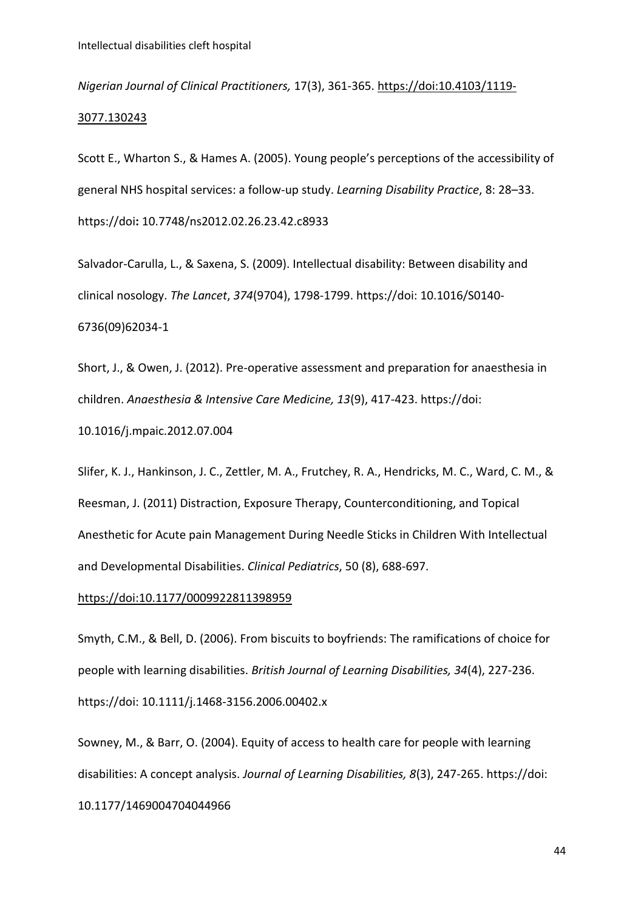*Nigerian Journal of Clinical Practitioners,* 17(3), 361-365. https://doi:10.4103/1119-3077.130243

Scott E., Wharton S., & Hames A. (2005). Young people's perceptions of the accessibility of general NHS hospital services: a follow-up study. *Learning Disability Practice*, 8: 28–33. https://doi**:** 10.7748/ns2012.02.26.23.42.c8933

Salvador-Carulla, L., & Saxena, S. (2009). Intellectual disability: Between disability and clinical nosology. *The Lancet*, *374*(9704), 1798-1799. https://doi: 10.1016/S0140-6736(09)62034-1

Short, J., & Owen, J. (2012). Pre-operative assessment and preparation for anaesthesia in children. *Anaesthesia & Intensive Care Medicine, 13*(9), 417-423. https://doi: 10.1016/j.mpaic.2012.07.004

Slifer, K. J., Hankinson, J. C., Zettler, M. A., Frutchey, R. A., Hendricks, M. C., Ward, C. M., & Reesman, J. (2011) Distraction, Exposure Therapy, Counterconditioning, and Topical Anesthetic for Acute pain Management During Needle Sticks in Children With Intellectual and Developmental Disabilities. *Clinical Pediatrics*, 50 (8), 688-697. https://doi:10.1177/0009922811398959

Smyth, C.M., & Bell, D. (2006). From biscuits to boyfriends: The ramifications of choice for people with learning disabilities. *British Journal of Learning Disabilities, 34*(4), 227-236. https://doi: 10.1111/j.1468-3156.2006.00402.x

Sowney, M., & Barr, O. (2004). Equity of access to health care for people with learning disabilities: A concept analysis. *Journal of Learning Disabilities, 8*(3), 247-265. https://doi: 10.1177/1469004704044966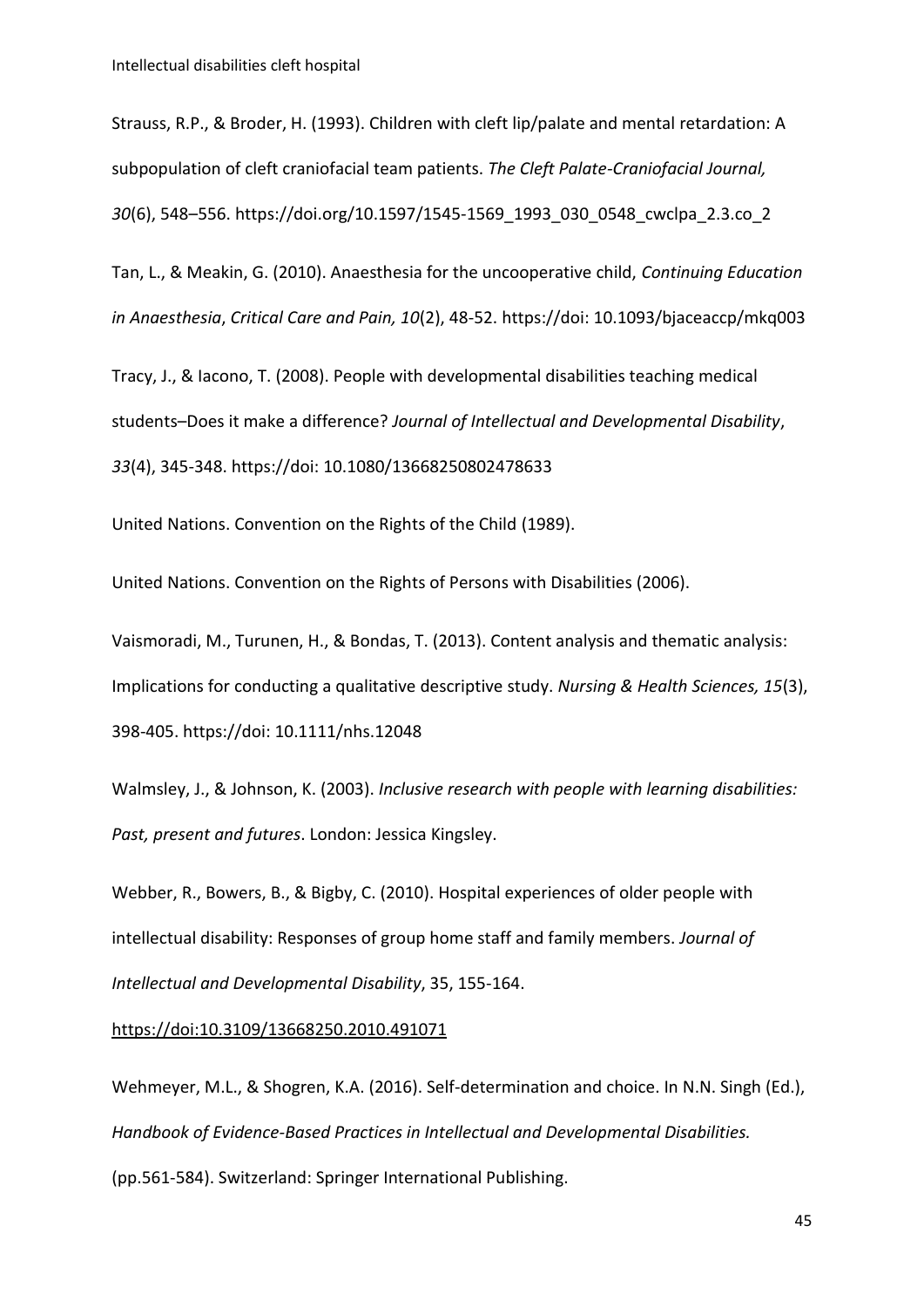Strauss, R.P., & Broder, H. (1993). Children with cleft lip/palate and mental retardation: A subpopulation of cleft craniofacial team patients. *The Cleft Palate-Craniofacial Journal, 30*(6), 548–556. https://doi.org/10.1597/1545-1569_1993_030_0548_cwclpa_2.3.co_2

Tan, L., & Meakin, G. (2010). Anaesthesia for the uncooperative child, *Continuing Education in Anaesthesia*, *Critical Care and Pain, 10*(2), 48-52. https://doi: 10.1093/bjaceaccp/mkq003

Tracy, J., & Iacono, T. (2008). People with developmental disabilities teaching medical students–Does it make a difference? *Journal of Intellectual and Developmental Disability*, *33*(4), 345-348. https://doi: 10.1080/13668250802478633

United Nations. Convention on the Rights of the Child (1989).

United Nations. Convention on the Rights of Persons with Disabilities (2006).

Vaismoradi, M., Turunen, H., & Bondas, T. (2013). Content analysis and thematic analysis: Implications for conducting a qualitative descriptive study. *Nursing & Health Sciences, 15*(3), 398-405. https://doi: 10.1111/nhs.12048

Walmsley, J., & Johnson, K. (2003). *Inclusive research with people with learning disabilities: Past, present and futures*. London: Jessica Kingsley.

Webber, R., Bowers, B., & Bigby, C. (2010). Hospital experiences of older people with intellectual disability: Responses of group home staff and family members. *Journal of Intellectual and Developmental Disability*, 35, 155-164.

https://doi:10.3109/13668250.2010.491071

Wehmeyer, M.L., & Shogren, K.A. (2016). Self-determination and choice. In N.N. Singh (Ed.), *Handbook of Evidence-Based Practices in Intellectual and Developmental Disabilities.* (pp.561-584). Switzerland: Springer International Publishing.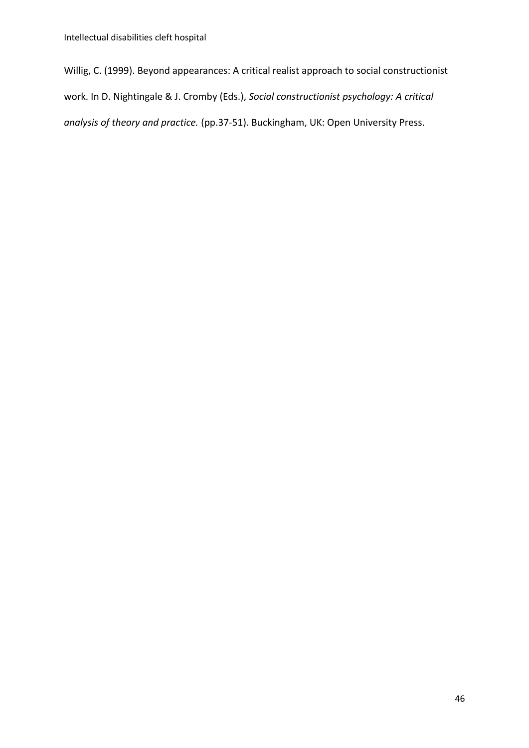Willig, C. (1999). Beyond appearances: A critical realist approach to social constructionist work. In D. Nightingale & J. Cromby (Eds.), *Social constructionist psychology: A critical analysis of theory and practice.* (pp.37-51). Buckingham, UK: Open University Press.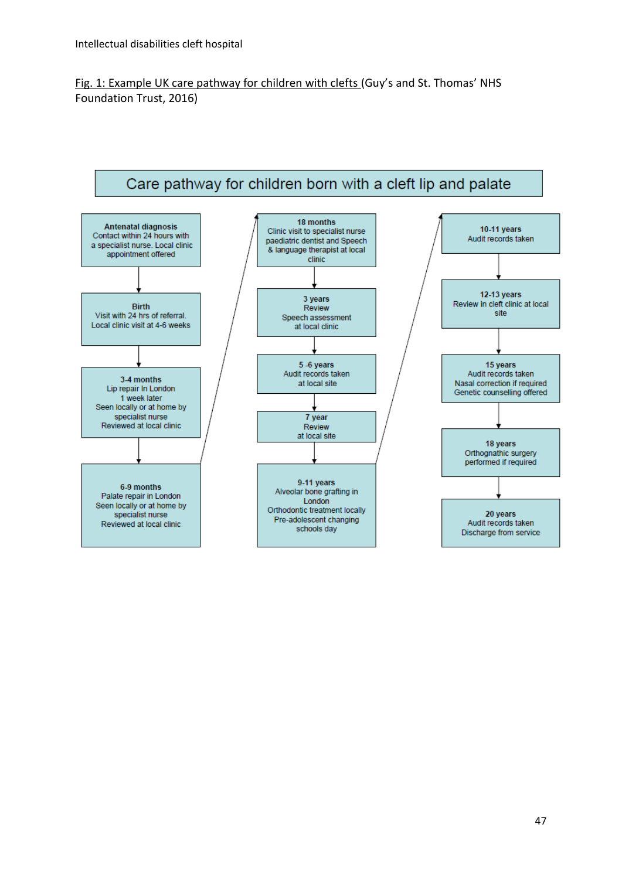Fig. 1: Example UK care pathway for children with clefts (Guy's and St. Thomas' NHS Foundation Trust, 2016)

## Care pathway for children born with a cleft lip and palate

**Antenatal diagnosis**
Contact within 24 hours with a specialist nurse. Local clinic appointment offered

**Birth**
Visit with 24 hrs of referral.
Local clinic visit at 4-6 weeks

**3-4 months**
Lip repair In London
1 week later
Seen locally or at home by specialist nurse
Reviewed at local clinic

**6-9 months**
Palate repair in London
Seen locally or at home by specialist nurse
Reviewed at local clinic

**18 months**
Clinic visit to specialist nurse paediatric dentist and Speech & language therapist at local clinic

**3 years**
Review
Speech assessment at local clinic

**5 -6 years**
Audit records taken at local site

**7 year**
Review at local site

**9-11 years**
Alveolar bone grafting in London
Orthodontic treatment locally
Pre-adolescent changing schools day

**10-11 years**
Audit records taken

**12-13 years**
Review in cleft clinic at local site

**15 years**
Audit records taken
Nasal correction if required
Genetic counselling offered

**18 years**
Orthognathic surgery performed if required

**20 years**
Audit records taken
Discharge from service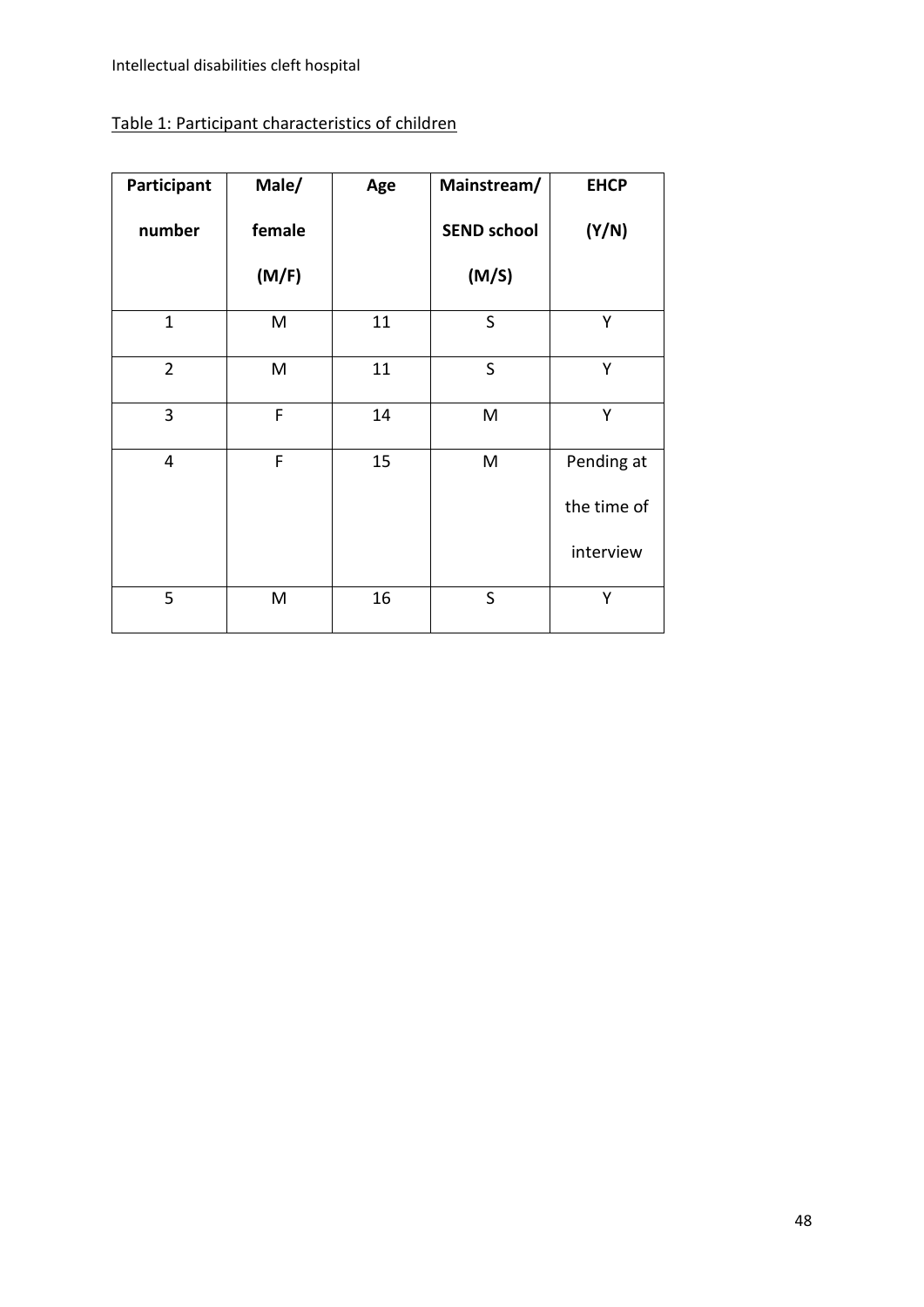Table 1: Participant characteristics of children

| Participant number | Male/ female (M/F) | Age | Mainstream/ SEND school (M/S) | EHCP (Y/N) |
|---|---|---|---|---|
| 1 | M | 11 | S | Y |
| 2 | M | 11 | S | Y |
| 3 | F | 14 | M | Y |
| 4 | F | 15 | M | Pending at the time of interview |
| 5 | M | 16 | S | Y |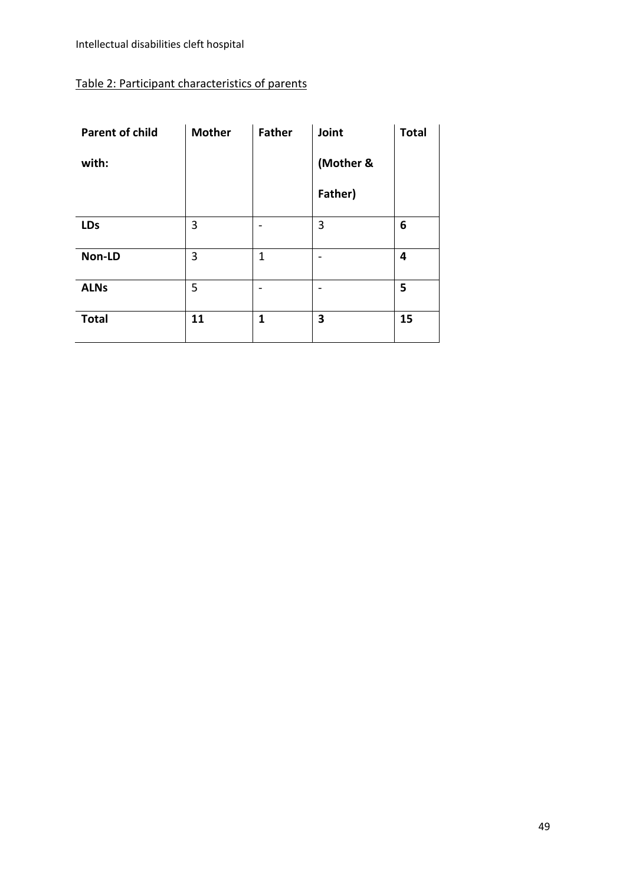Table 2: Participant characteristics of parents

| Parent of child with: | Mother | Father | Joint (Mother & Father) | Total |
|---|---|---|---|---|
| **LDs** | 3 | - | 3 | **6** |
| **Non-LD** | 3 | 1 | - | **4** |
| **ALNs** | 5 | - | - | **5** |
| **Total** | **11** | **1** | **3** | **15** |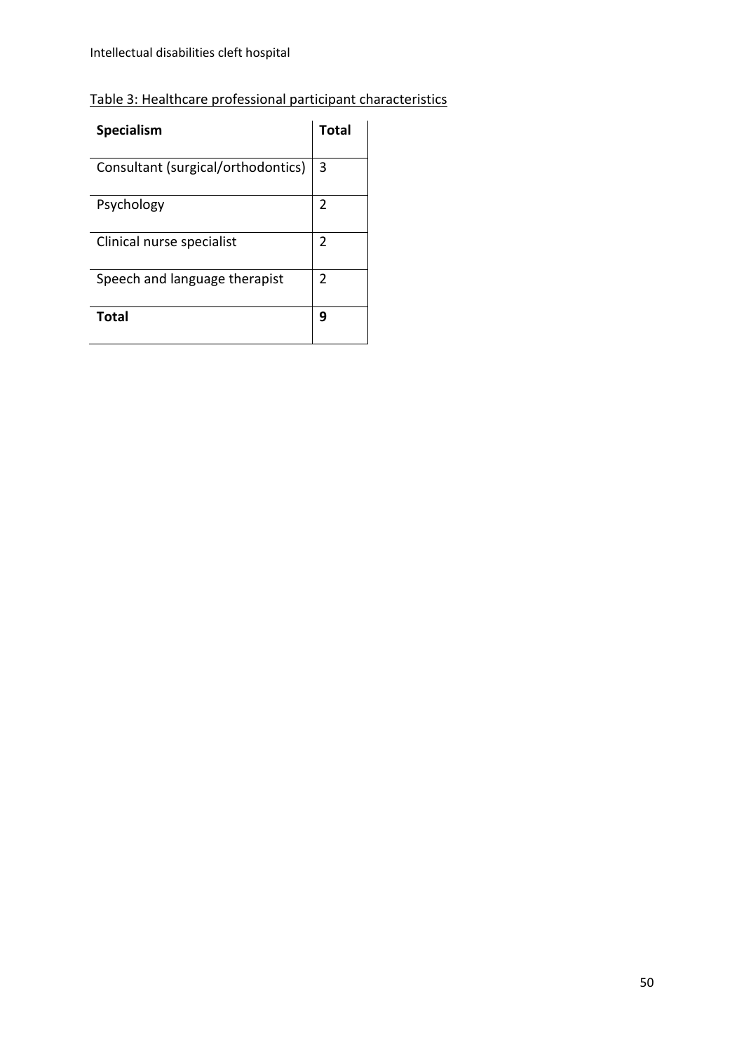Table 3: Healthcare professional participant characteristics

| **Specialism** | **Total** |
|---|---|
| Consultant (surgical/orthodontics) | 3 |
| Psychology | 2 |
| Clinical nurse specialist | 2 |
| Speech and language therapist | 2 |
| **Total** | **9** |